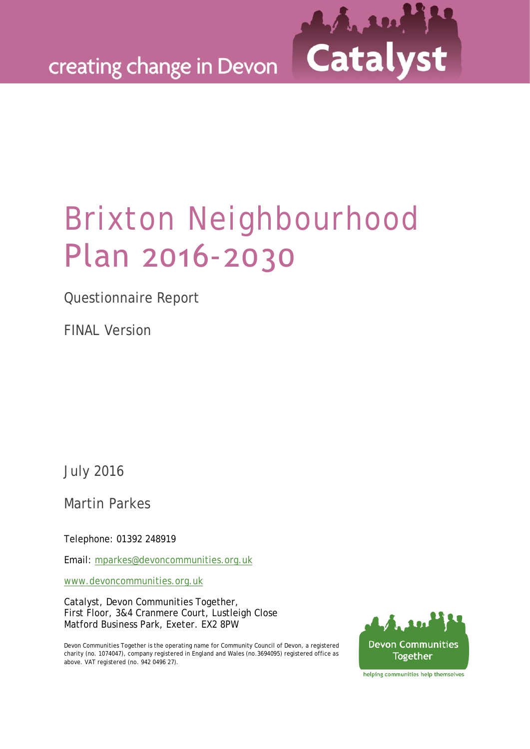creating change in Devon

Catalyst

# Brixton Neighbourhood Plan 2016-2030

Questionnaire Report

FINAL Version

July 2016

Martin Parkes

Telephone: 01392 248919

Email: mparkes@devoncommunities.org.uk

www.devoncommunities.org.uk

Catalyst, Devon Communities Together,
First Floor, 3&4 Cranmere Court, Lustleigh Close
Matford Business Park, Exeter. EX2 8PW

Devon Communities Together is the operating name for Community Council of Devon, a registered charity (no. 1074047), company registered in England and Wales (no.3694095) registered office as above. VAT registered (no. 942 0496 27).

Devon Communities Together

helping communities help themselves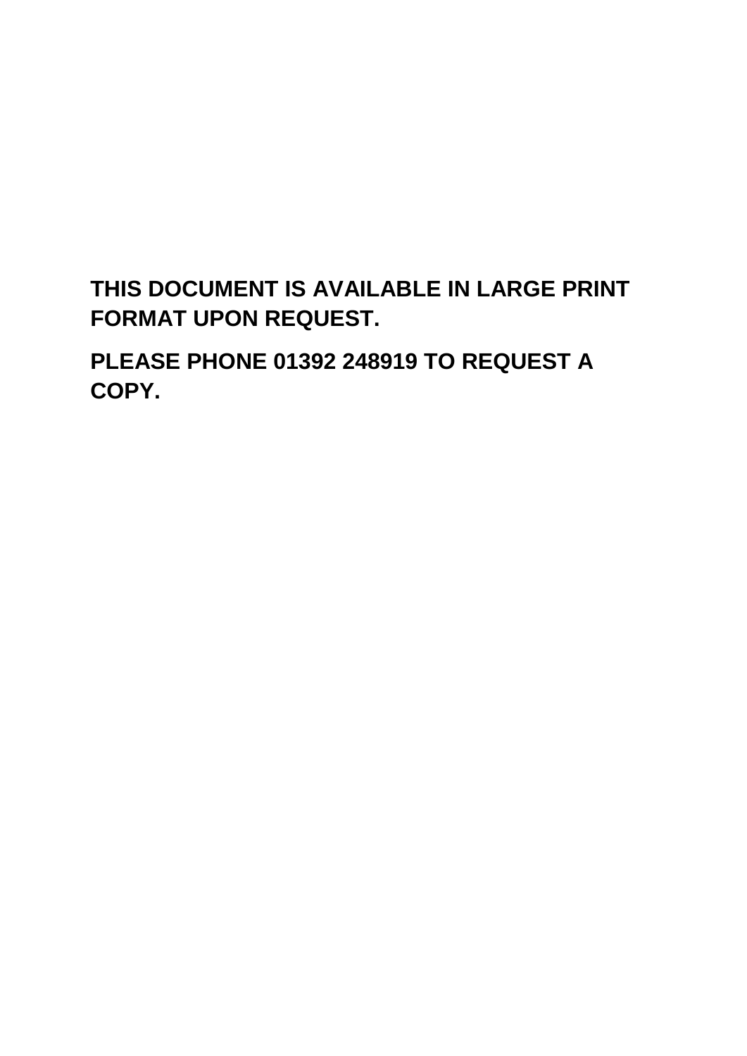**THIS DOCUMENT IS AVAILABLE IN LARGE PRINT FORMAT UPON REQUEST.**

**PLEASE PHONE 01392 248919 TO REQUEST A COPY.**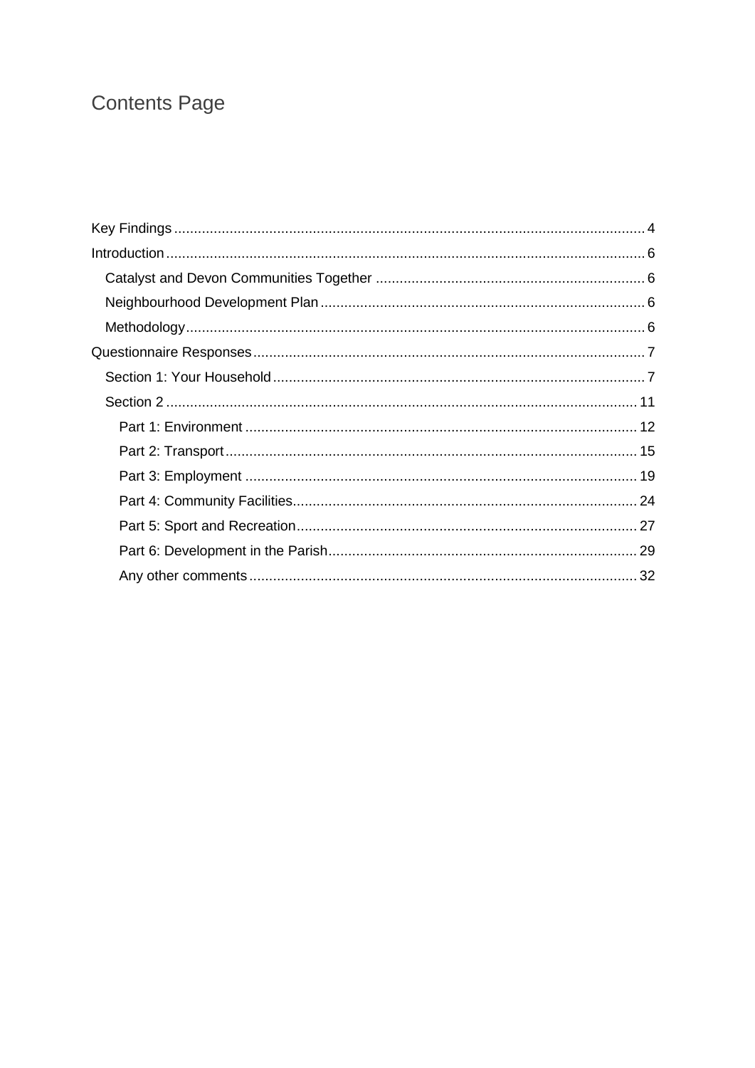# Contents Page

- Key Findings .......... 4
- Introduction .......... 6
  - Catalyst and Devon Communities Together .......... 6
  - Neighbourhood Development Plan .......... 6
  - Methodology .......... 6
- Questionnaire Responses .......... 7
  - Section 1: Your Household .......... 7
  - Section 2 .......... 11
    - Part 1: Environment .......... 12
    - Part 2: Transport .......... 15
    - Part 3: Employment .......... 19
    - Part 4: Community Facilities .......... 24
    - Part 5: Sport and Recreation .......... 27
    - Part 6: Development in the Parish .......... 29
    - Any other comments .......... 32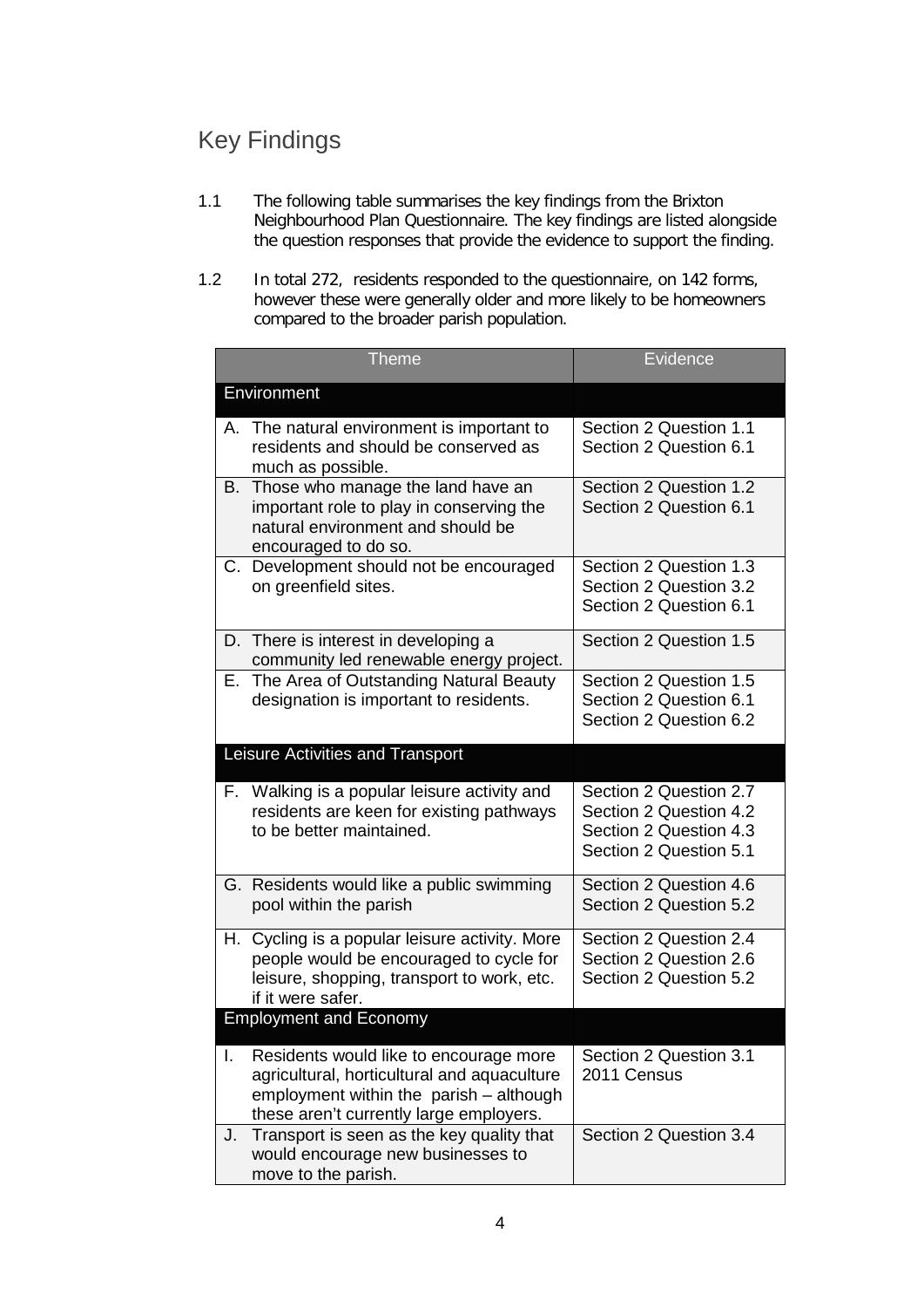# Key Findings

1.1 The following table summarises the key findings from the Brixton Neighbourhood Plan Questionnaire. The key findings are listed alongside the question responses that provide the evidence to support the finding.

1.2 In total 272, residents responded to the questionnaire, on 142 forms, however these were generally older and more likely to be homeowners compared to the broader parish population.

| Theme | Evidence |
|---|---|
| **Environment** | |
| A. The natural environment is important to residents and should be conserved as much as possible. | Section 2 Question 1.1<br>Section 2 Question 6.1 |
| B. Those who manage the land have an important role to play in conserving the natural environment and should be encouraged to do so. | Section 2 Question 1.2<br>Section 2 Question 6.1 |
| C. Development should not be encouraged on greenfield sites. | Section 2 Question 1.3<br>Section 2 Question 3.2<br>Section 2 Question 6.1 |
| D. There is interest in developing a community led renewable energy project. | Section 2 Question 1.5 |
| E. The Area of Outstanding Natural Beauty designation is important to residents. | Section 2 Question 1.5<br>Section 2 Question 6.1<br>Section 2 Question 6.2 |
| **Leisure Activities and Transport** | |
| F. Walking is a popular leisure activity and residents are keen for existing pathways to be better maintained. | Section 2 Question 2.7<br>Section 2 Question 4.2<br>Section 2 Question 4.3<br>Section 2 Question 5.1 |
| G. Residents would like a public swimming pool within the parish | Section 2 Question 4.6<br>Section 2 Question 5.2 |
| H. Cycling is a popular leisure activity. More people would be encouraged to cycle for leisure, shopping, transport to work, etc. if it were safer. | Section 2 Question 2.4<br>Section 2 Question 2.6<br>Section 2 Question 5.2 |
| **Employment and Economy** | |
| I. Residents would like to encourage more agricultural, horticultural and aquaculture employment within the parish – although these aren't currently large employers. | Section 2 Question 3.1<br>2011 Census |
| J. Transport is seen as the key quality that would encourage new businesses to move to the parish. | Section 2 Question 3.4 |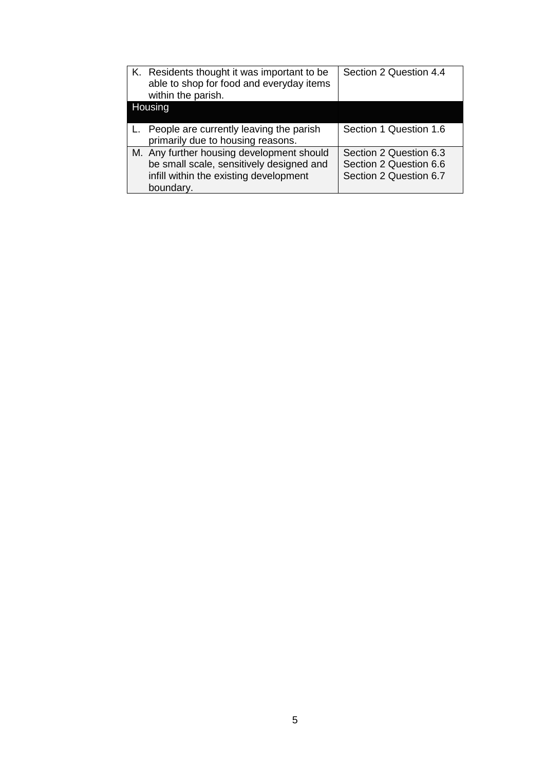| | |
|---|---|
| K. Residents thought it was important to be able to shop for food and everyday items within the parish. | Section 2 Question 4.4 |
| **Housing** | |
| L. People are currently leaving the parish primarily due to housing reasons. | Section 1 Question 1.6 |
| M. Any further housing development should be small scale, sensitively designed and infill within the existing development boundary. | Section 2 Question 6.3<br>Section 2 Question 6.6<br>Section 2 Question 6.7 |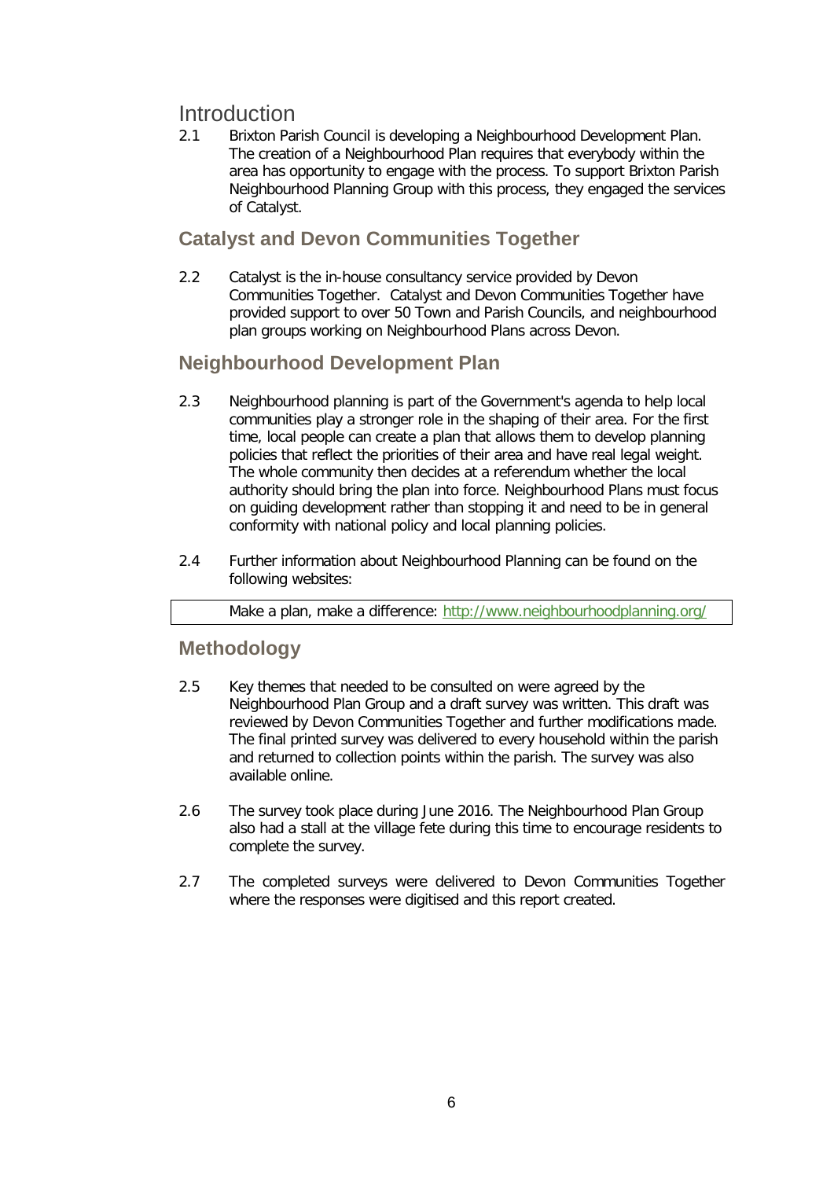# Introduction

2.1 Brixton Parish Council is developing a Neighbourhood Development Plan. The creation of a Neighbourhood Plan requires that everybody within the area has opportunity to engage with the process. To support Brixton Parish Neighbourhood Planning Group with this process, they engaged the services of Catalyst.

## Catalyst and Devon Communities Together

2.2 Catalyst is the in-house consultancy service provided by Devon Communities Together. Catalyst and Devon Communities Together have provided support to over 50 Town and Parish Councils, and neighbourhood plan groups working on Neighbourhood Plans across Devon.

## Neighbourhood Development Plan

2.3 Neighbourhood planning is part of the Government's agenda to help local communities play a stronger role in the shaping of their area. For the first time, local people can create a plan that allows them to develop planning policies that reflect the priorities of their area and have real legal weight. The whole community then decides at a referendum whether the local authority should bring the plan into force. Neighbourhood Plans must focus on guiding development rather than stopping it and need to be in general conformity with national policy and local planning policies.

2.4 Further information about Neighbourhood Planning can be found on the following websites:

Make a plan, make a difference: http://www.neighbourhoodplanning.org/

## Methodology

2.5 Key themes that needed to be consulted on were agreed by the Neighbourhood Plan Group and a draft survey was written. This draft was reviewed by Devon Communities Together and further modifications made. The final printed survey was delivered to every household within the parish and returned to collection points within the parish. The survey was also available online.

2.6 The survey took place during June 2016. The Neighbourhood Plan Group also had a stall at the village fete during this time to encourage residents to complete the survey.

2.7 The completed surveys were delivered to Devon Communities Together where the responses were digitised and this report created.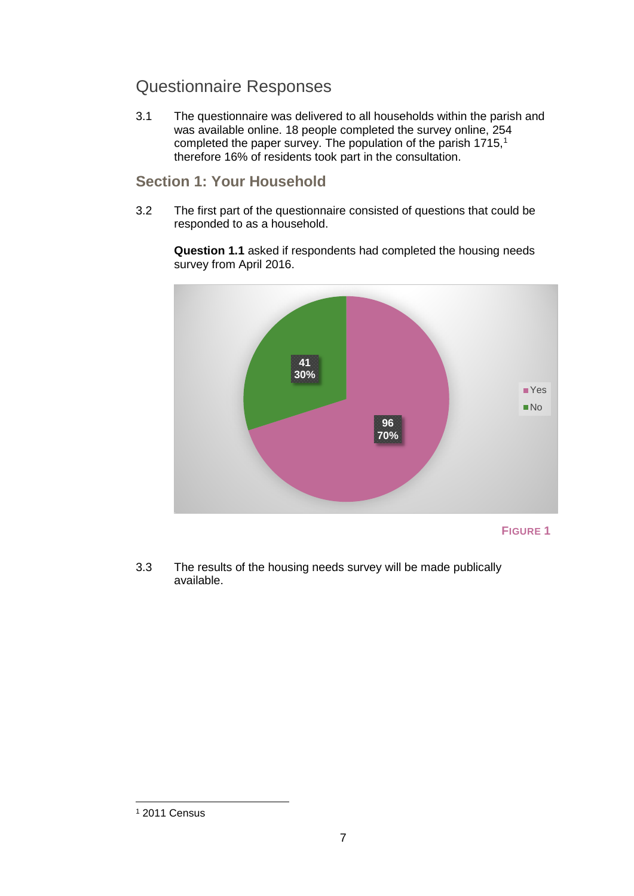## Questionnaire Responses

3.1 The questionnaire was delivered to all households within the parish and was available online. 18 people completed the survey online, 254 completed the paper survey. The population of the parish 1715,[1] therefore 16% of residents took part in the consultation.

### Section 1: Your Household

3.2 The first part of the questionnaire consisted of questions that could be responded to as a household.

**Question 1.1** asked if respondents had completed the housing needs survey from April 2016.

FIGURE 1

3.3 The results of the housing needs survey will be made publically available.

[1] 2011 Census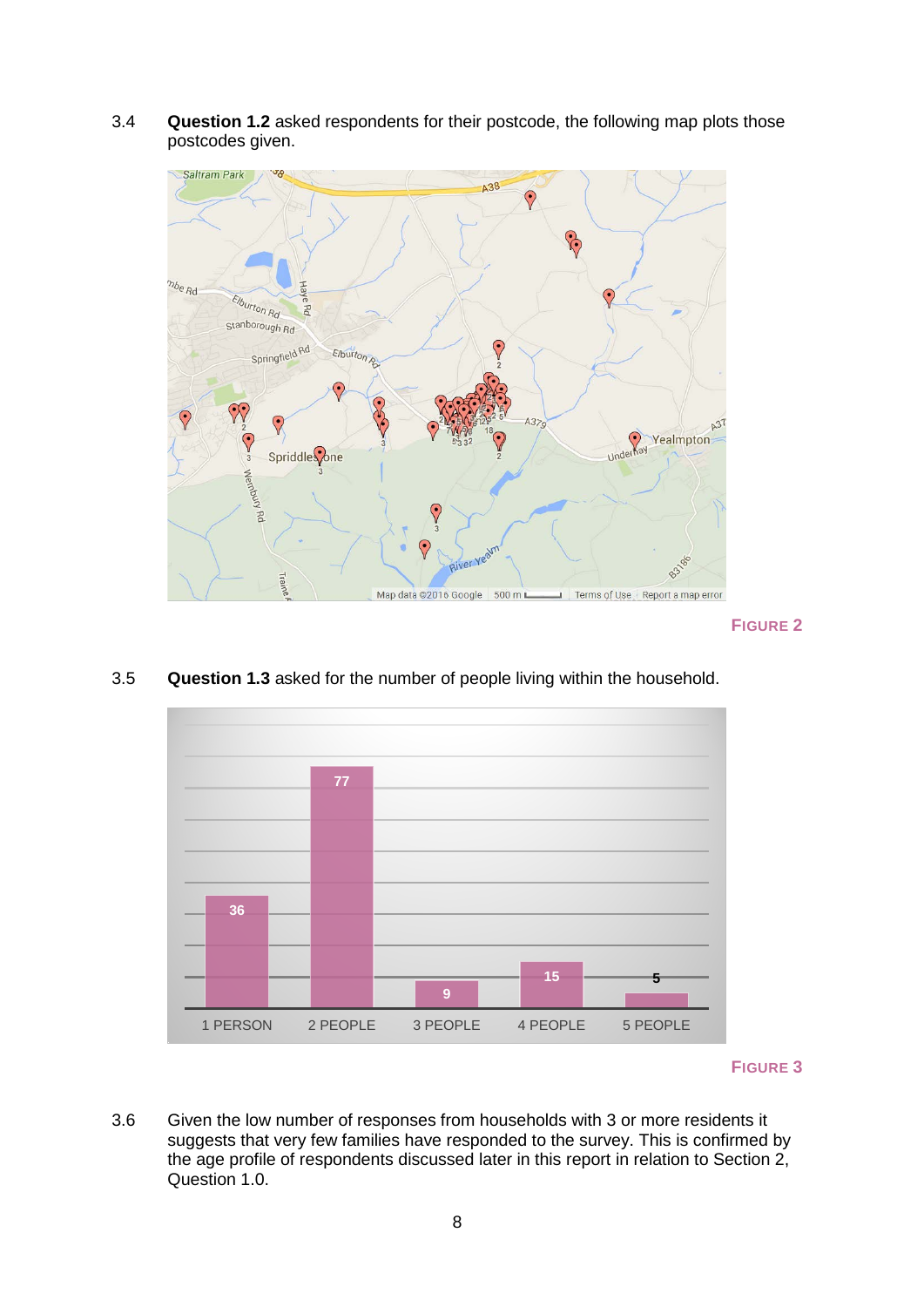3.4 **Question 1.2** asked respondents for their postcode, the following map plots those postcodes given.

FIGURE 2

3.5 **Question 1.3** asked for the number of people living within the household.

| Household size | Responses |
|---|---|
| 1 PERSON | 36 |
| 2 PEOPLE | 77 |
| 3 PEOPLE | 9 |
| 4 PEOPLE | 15 |
| 5 PEOPLE | 5 |

FIGURE 3

3.6 Given the low number of responses from households with 3 or more residents it suggests that very few families have responded to the survey. This is confirmed by the age profile of respondents discussed later in this report in relation to Section 2, Question 1.0.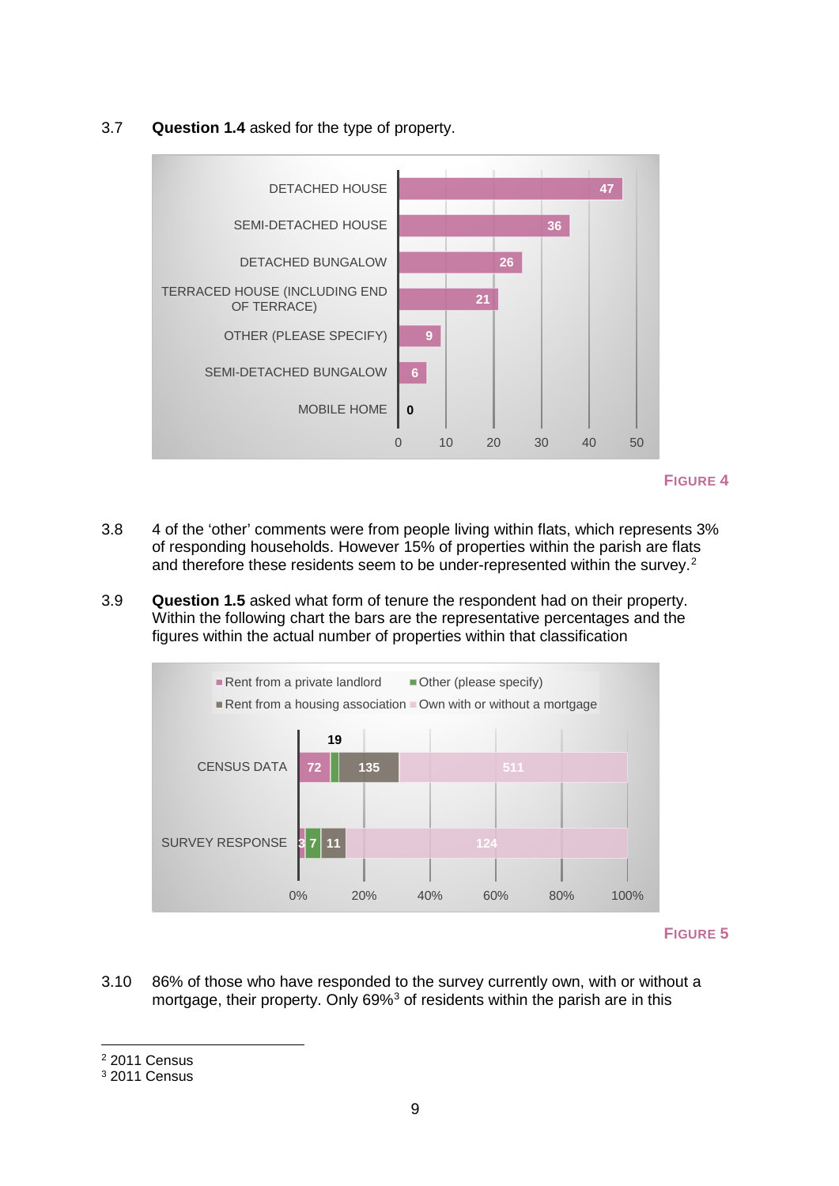3.7 **Question 1.4** asked for the type of property.

| Property type | Count |
| --- | --- |
| DETACHED HOUSE | 47 |
| SEMI-DETACHED HOUSE | 36 |
| DETACHED BUNGALOW | 26 |
| TERRACED HOUSE (INCLUDING END OF TERRACE) | 21 |
| OTHER (PLEASE SPECIFY) | 9 |
| SEMI-DETACHED BUNGALOW | 6 |
| MOBILE HOME | 0 |

**FIGURE 4**

3.8 4 of the 'other' comments were from people living within flats, which represents 3% of responding households. However 15% of properties within the parish are flats and therefore these residents seem to be under-represented within the survey.[2]

3.9 **Question 1.5** asked what form of tenure the respondent had on their property. Within the following chart the bars are the representative percentages and the figures within the actual number of properties within that classification

| | Rent from a private landlord | Other (please specify) | Rent from a housing association | Own with or without a mortgage |
| --- | --- | --- | --- | --- |
| CENSUS DATA | 72 | 19 | 135 | 511 |
| SURVEY RESPONSE | 3 | 7 | 11 | 124 |

**FIGURE 5**

3.10 86% of those who have responded to the survey currently own, with or without a mortgage, their property. Only 69%[3] of residents within the parish are in this

[2] 2011 Census
[3] 2011 Census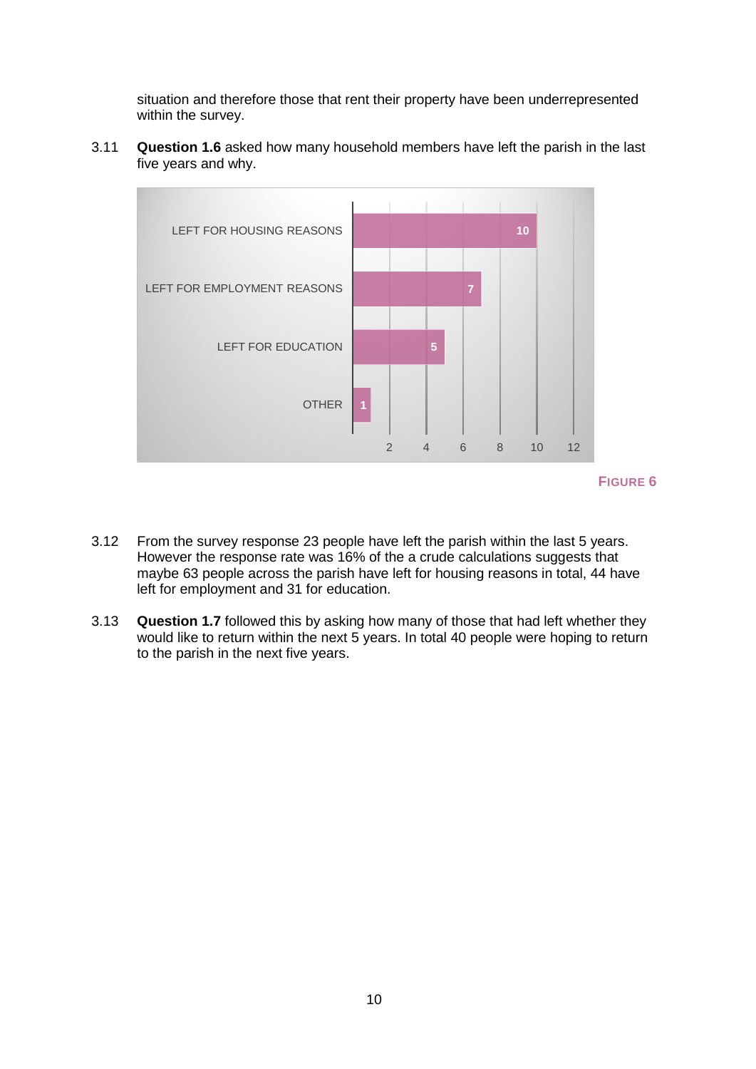situation and therefore those that rent their property have been underrepresented within the survey.

3.11 **Question 1.6** asked how many household members have left the parish in the last five years and why.

| Reason | Number |
| --- | --- |
| LEFT FOR HOUSING REASONS | 10 |
| LEFT FOR EMPLOYMENT REASONS | 7 |
| LEFT FOR EDUCATION | 5 |
| OTHER | 1 |

**FIGURE 6**

3.12 From the survey response 23 people have left the parish within the last 5 years. However the response rate was 16% of the a crude calculations suggests that maybe 63 people across the parish have left for housing reasons in total, 44 have left for employment and 31 for education.

3.13 **Question 1.7** followed this by asking how many of those that had left whether they would like to return within the next 5 years. In total 40 people were hoping to return to the parish in the next five years.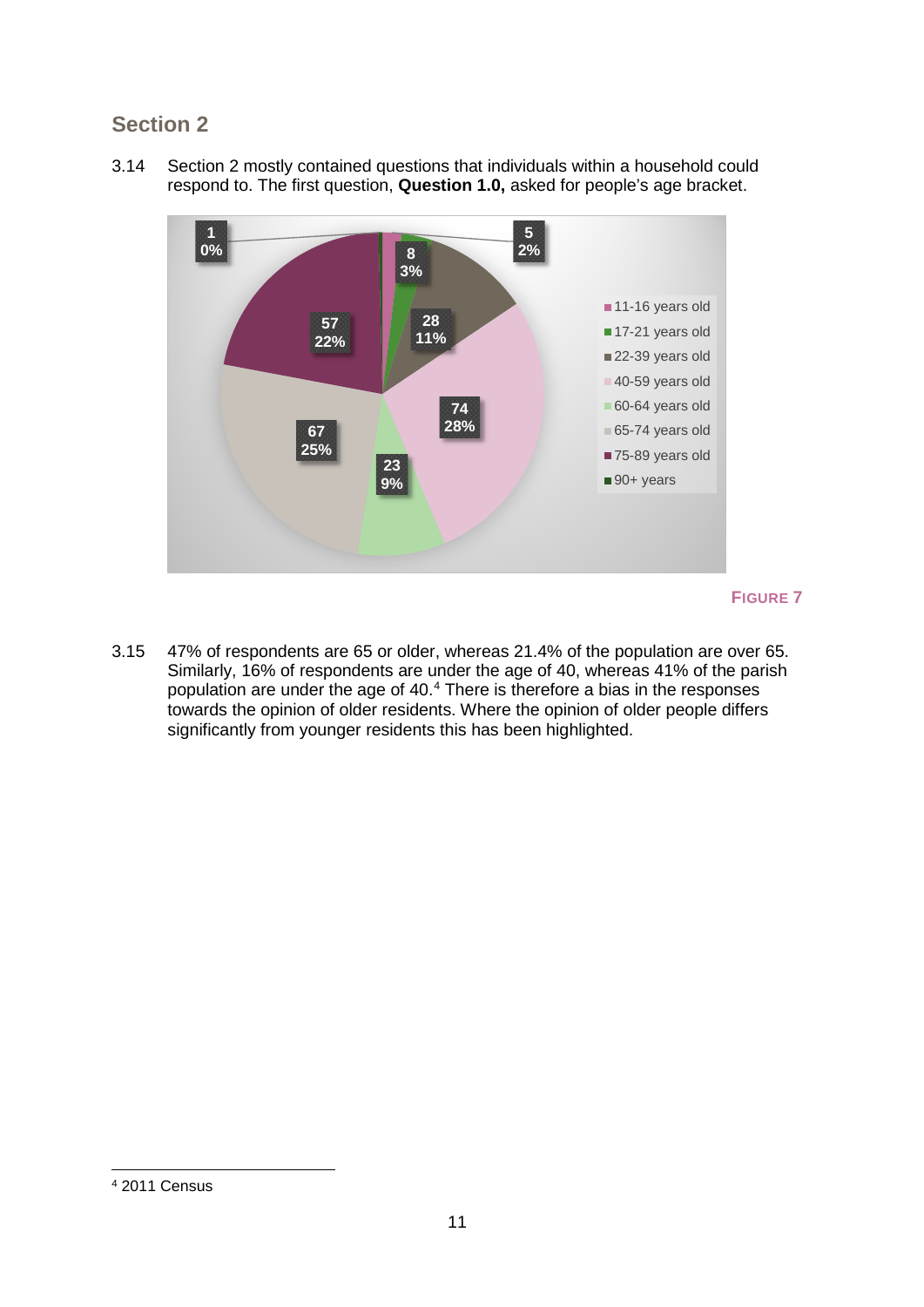## Section 2

3.14 Section 2 mostly contained questions that individuals within a household could respond to. The first question, **Question 1.0,** asked for people's age bracket.

| Age bracket | Count | Percentage |
|---|---|---|
| 11-16 years old | 5 | 2% |
| 17-21 years old | 8 | 3% |
| 22-39 years old | 28 | 11% |
| 40-59 years old | 74 | 28% |
| 60-64 years old | 23 | 9% |
| 65-74 years old | 67 | 25% |
| 75-89 years old | 57 | 22% |
| 90+ years | 1 | 0% |

**FIGURE 7**

3.15 47% of respondents are 65 or older, whereas 21.4% of the population are over 65. Similarly, 16% of respondents are under the age of 40, whereas 41% of the parish population are under the age of 40.[4] There is therefore a bias in the responses towards the opinion of older residents. Where the opinion of older people differs significantly from younger residents this has been highlighted.

[4] 2011 Census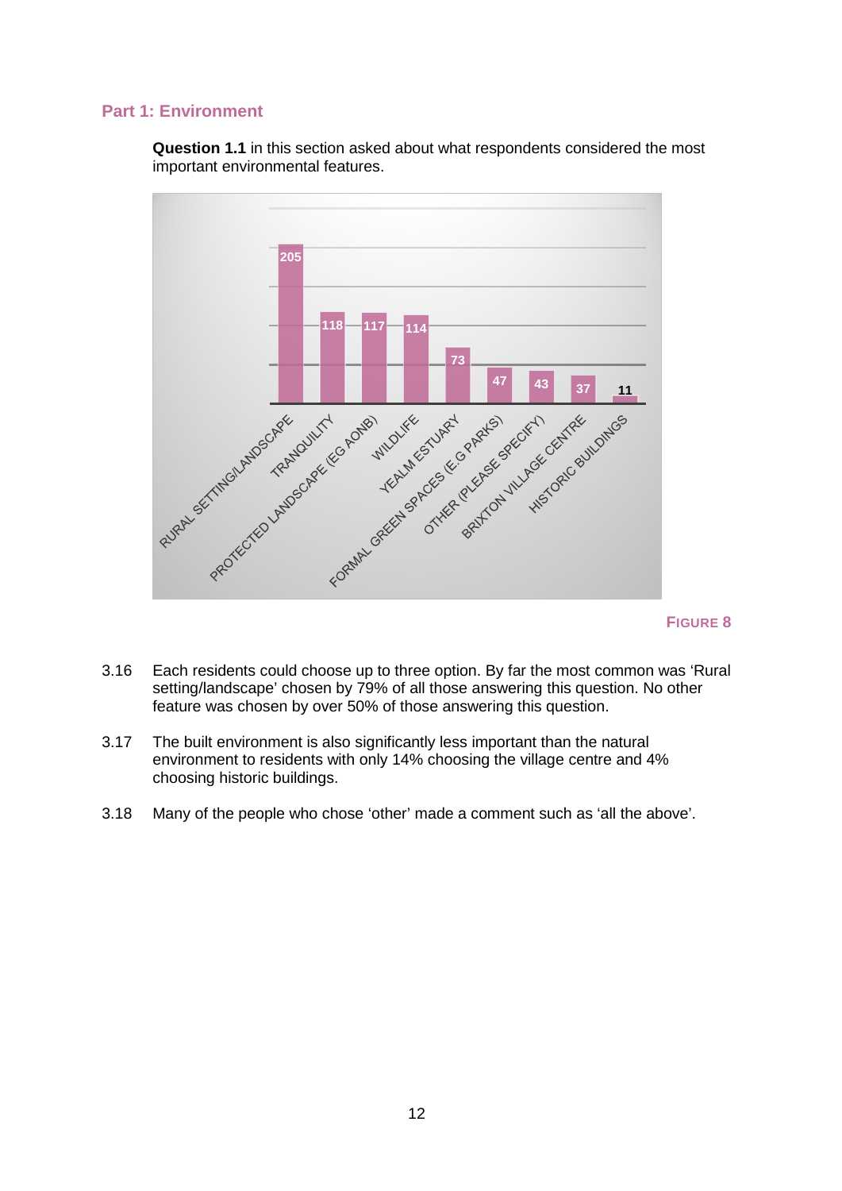## Part 1: Environment

**Question 1.1** in this section asked about what respondents considered the most important environmental features.

| Feature | Count |
|---|---|
| RURAL SETTING/LANDSCAPE | 205 |
| TRANQUILITY | 118 |
| PROTECTED LANDSCAPE (EG AONB) | 117 |
| WILDLIFE | 114 |
| YEALM ESTUARY | 73 |
| FORMAL GREEN SPACES (E.G PARKS) | 47 |
| OTHER (PLEASE SPECIFY) | 43 |
| BRIXTON VILLAGE CENTRE | 37 |
| HISTORIC BUILDINGS | 11 |

FIGURE 8

3.16 Each residents could choose up to three option. By far the most common was 'Rural setting/landscape' chosen by 79% of all those answering this question. No other feature was chosen by over 50% of those answering this question.

3.17 The built environment is also significantly less important than the natural environment to residents with only 14% choosing the village centre and 4% choosing historic buildings.

3.18 Many of the people who chose 'other' made a comment such as 'all the above'.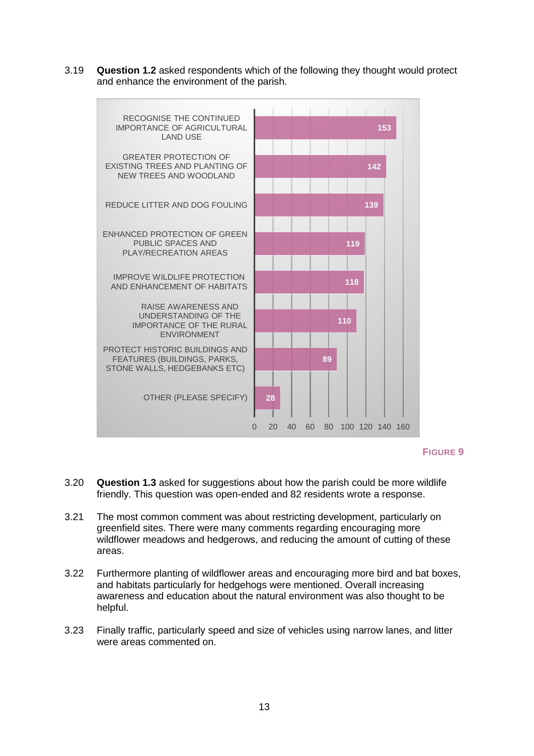3.19 **Question 1.2** asked respondents which of the following they thought would protect and enhance the environment of the parish.

| Option | Responses |
|---|---|
| RECOGNISE THE CONTINUED IMPORTANCE OF AGRICULTURAL LAND USE | 153 |
| GREATER PROTECTION OF EXISTING TREES AND PLANTING OF NEW TREES AND WOODLAND | 142 |
| REDUCE LITTER AND DOG FOULING | 139 |
| ENHANCED PROTECTION OF GREEN PUBLIC SPACES AND PLAY/RECREATION AREAS | 119 |
| IMPROVE WILDLIFE PROTECTION AND ENHANCEMENT OF HABITATS | 118 |
| RAISE AWARENESS AND UNDERSTANDING OF THE IMPORTANCE OF THE RURAL ENVIRONMENT | 110 |
| PROTECT HISTORIC BUILDINGS AND FEATURES (BUILDINGS, PARKS, STONE WALLS, HEDGEBANKS ETC) | 89 |
| OTHER (PLEASE SPECIFY) | 28 |

FIGURE 9

3.20 **Question 1.3** asked for suggestions about how the parish could be more wildlife friendly. This question was open-ended and 82 residents wrote a response.

3.21 The most common comment was about restricting development, particularly on greenfield sites. There were many comments regarding encouraging more wildflower meadows and hedgerows, and reducing the amount of cutting of these areas.

3.22 Furthermore planting of wildflower areas and encouraging more bird and bat boxes, and habitats particularly for hedgehogs were mentioned. Overall increasing awareness and education about the natural environment was also thought to be helpful.

3.23 Finally traffic, particularly speed and size of vehicles using narrow lanes, and litter were areas commented on.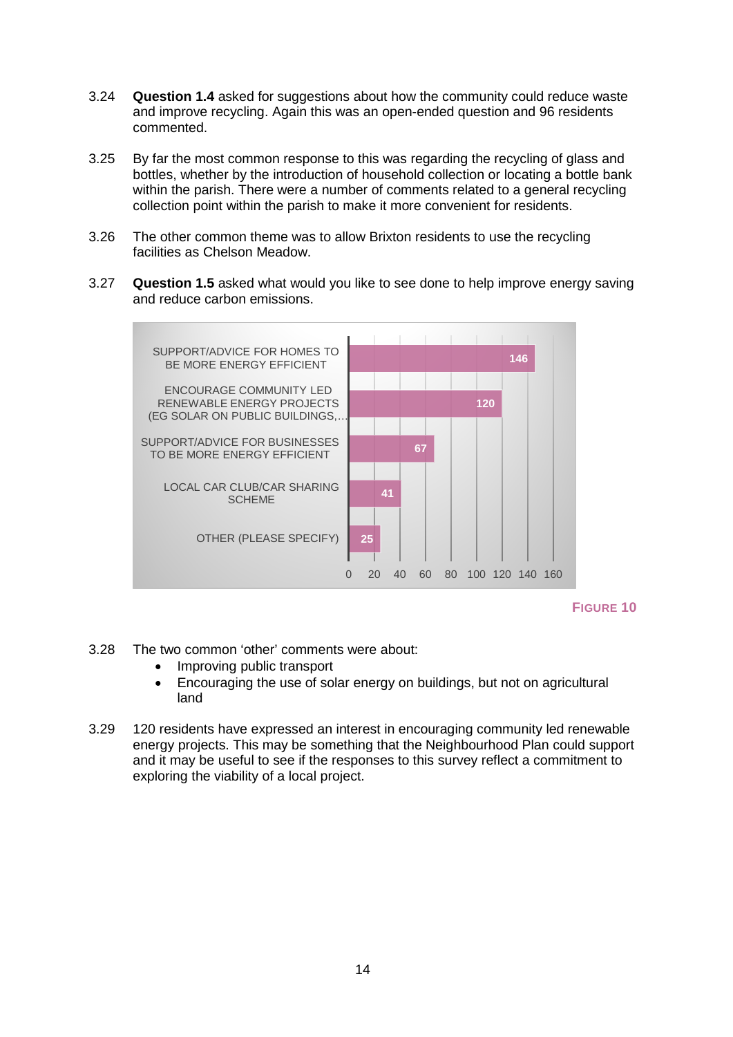3.24 **Question 1.4** asked for suggestions about how the community could reduce waste and improve recycling. Again this was an open-ended question and 96 residents commented.

3.25 By far the most common response to this was regarding the recycling of glass and bottles, whether by the introduction of household collection or locating a bottle bank within the parish. There were a number of comments related to a general recycling collection point within the parish to make it more convenient for residents.

3.26 The other common theme was to allow Brixton residents to use the recycling facilities as Chelson Meadow.

3.27 **Question 1.5** asked what would you like to see done to help improve energy saving and reduce carbon emissions.

| Response | Count |
|---|---|
| SUPPORT/ADVICE FOR HOMES TO BE MORE ENERGY EFFICIENT | 146 |
| ENCOURAGE COMMUNITY LED RENEWABLE ENERGY PROJECTS (EG SOLAR ON PUBLIC BUILDINGS,… | 120 |
| SUPPORT/ADVICE FOR BUSINESSES TO BE MORE ENERGY EFFICIENT | 67 |
| LOCAL CAR CLUB/CAR SHARING SCHEME | 41 |
| OTHER (PLEASE SPECIFY) | 25 |

FIGURE 10

3.28 The two common 'other' comments were about:

- Improving public transport
- Encouraging the use of solar energy on buildings, but not on agricultural land

3.29 120 residents have expressed an interest in encouraging community led renewable energy projects. This may be something that the Neighbourhood Plan could support and it may be useful to see if the responses to this survey reflect a commitment to exploring the viability of a local project.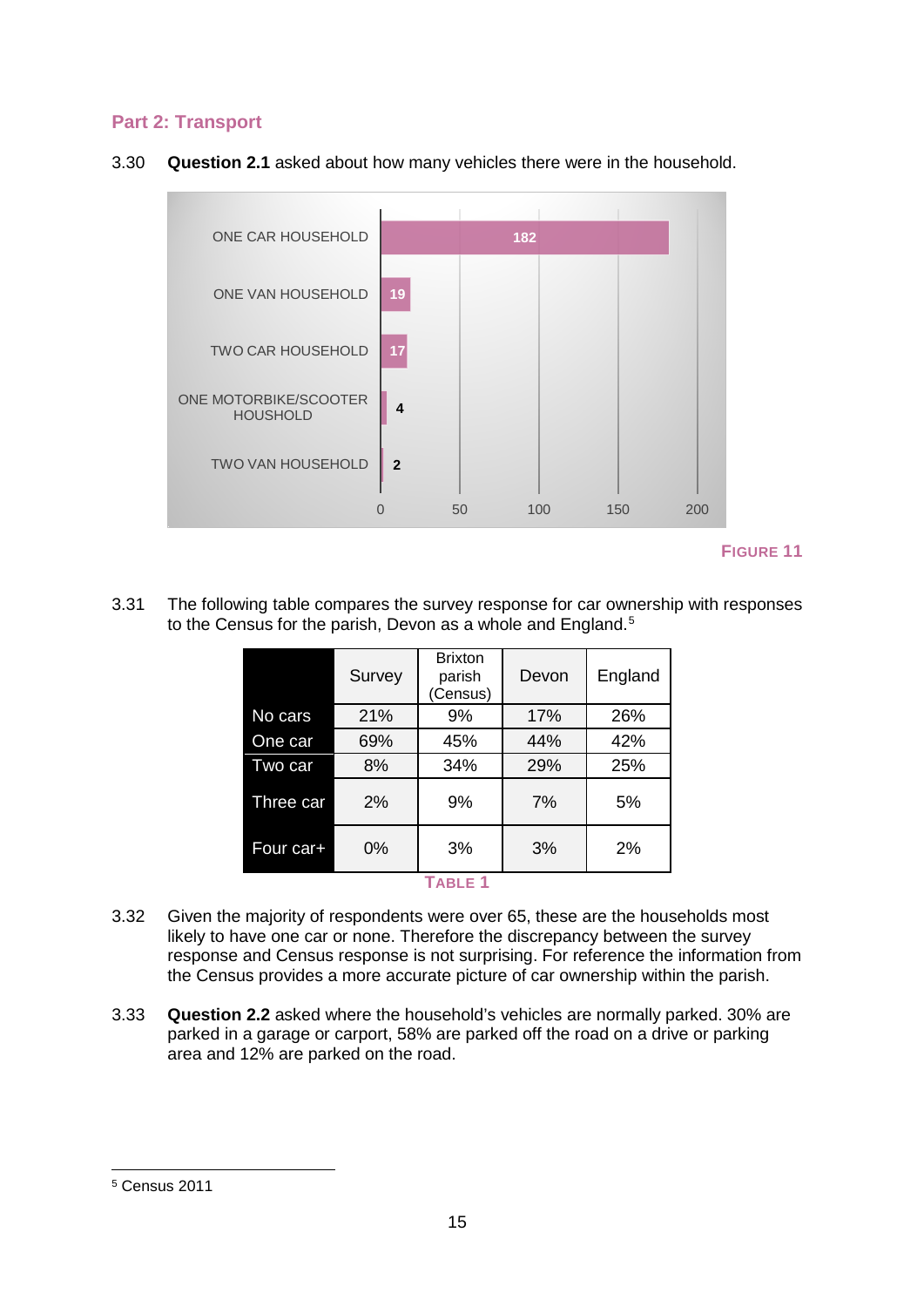## Part 2: Transport

3.30 **Question 2.1** asked about how many vehicles there were in the household.

| Household | Number |
|---|---|
| ONE CAR HOUSEHOLD | 182 |
| ONE VAN HOUSEHOLD | 19 |
| TWO CAR HOUSEHOLD | 17 |
| ONE MOTORBIKE/SCOOTER HOUSHOLD | 4 |
| TWO VAN HOUSEHOLD | 2 |

FIGURE 11

3.31 The following table compares the survey response for car ownership with responses to the Census for the parish, Devon as a whole and England.[5]

| | Survey | Brixton parish (Census) | Devon | England |
|---|---|---|---|---|
| No cars | 21% | 9% | 17% | 26% |
| One car | 69% | 45% | 44% | 42% |
| Two car | 8% | 34% | 29% | 25% |
| Three car | 2% | 9% | 7% | 5% |
| Four car+ | 0% | 3% | 3% | 2% |

TABLE 1

3.32 Given the majority of respondents were over 65, these are the households most likely to have one car or none. Therefore the discrepancy between the survey response and Census response is not surprising. For reference the information from the Census provides a more accurate picture of car ownership within the parish.

3.33 **Question 2.2** asked where the household's vehicles are normally parked. 30% are parked in a garage or carport, 58% are parked off the road on a drive or parking area and 12% are parked on the road.

[5] Census 2011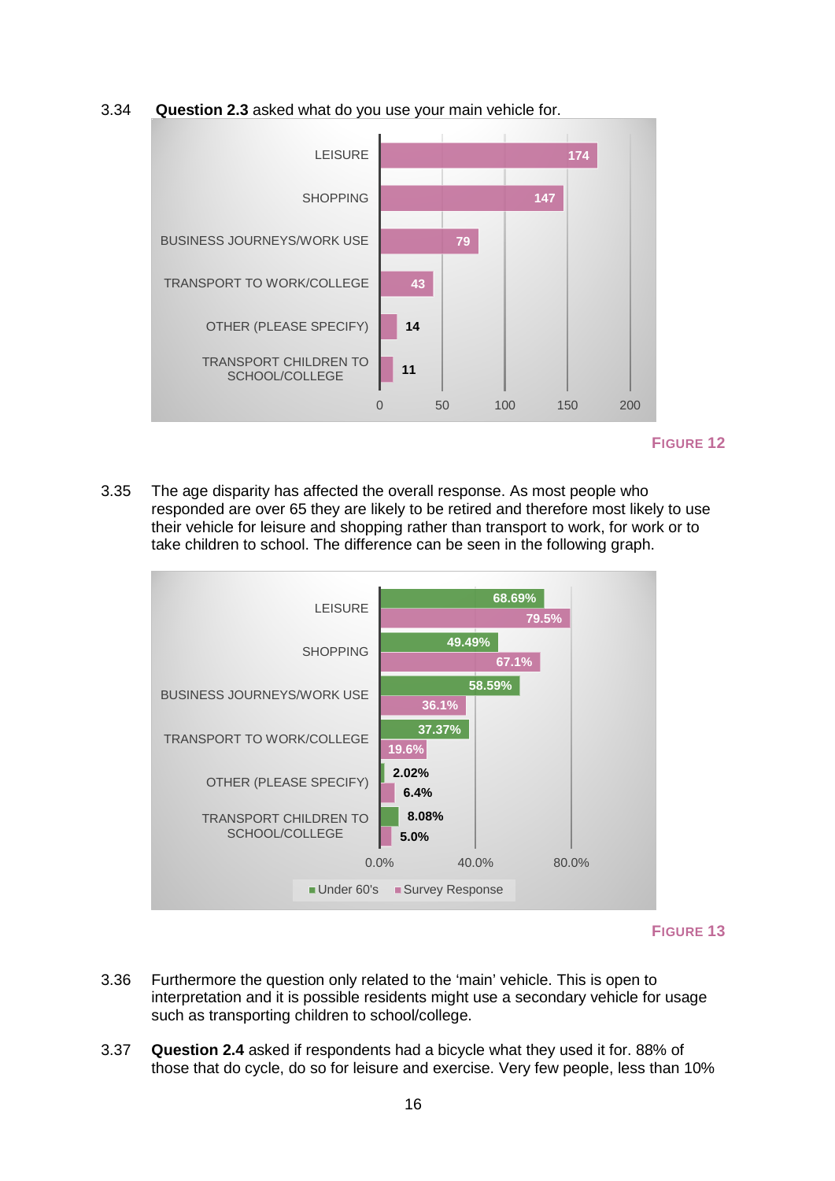3.34 **Question 2.3** asked what do you use your main vehicle for.

| Use | Responses |
|---|---|
| LEISURE | 174 |
| SHOPPING | 147 |
| BUSINESS JOURNEYS/WORK USE | 79 |
| TRANSPORT TO WORK/COLLEGE | 43 |
| OTHER (PLEASE SPECIFY) | 14 |
| TRANSPORT CHILDREN TO SCHOOL/COLLEGE | 11 |

FIGURE 12

3.35 The age disparity has affected the overall response. As most people who responded are over 65 they are likely to be retired and therefore most likely to use their vehicle for leisure and shopping rather than transport to work, for work or to take children to school. The difference can be seen in the following graph.

| Use | Under 60's | Survey Response |
|---|---|---|
| LEISURE | 68.69% | 79.5% |
| SHOPPING | 49.49% | 67.1% |
| BUSINESS JOURNEYS/WORK USE | 58.59% | 36.1% |
| TRANSPORT TO WORK/COLLEGE | 37.37% | 19.6% |
| OTHER (PLEASE SPECIFY) | 2.02% | 6.4% |
| TRANSPORT CHILDREN TO SCHOOL/COLLEGE | 8.08% | 5.0% |

FIGURE 13

3.36 Furthermore the question only related to the 'main' vehicle. This is open to interpretation and it is possible residents might use a secondary vehicle for usage such as transporting children to school/college.

3.37 **Question 2.4** asked if respondents had a bicycle what they used it for. 88% of those that do cycle, do so for leisure and exercise. Very few people, less than 10%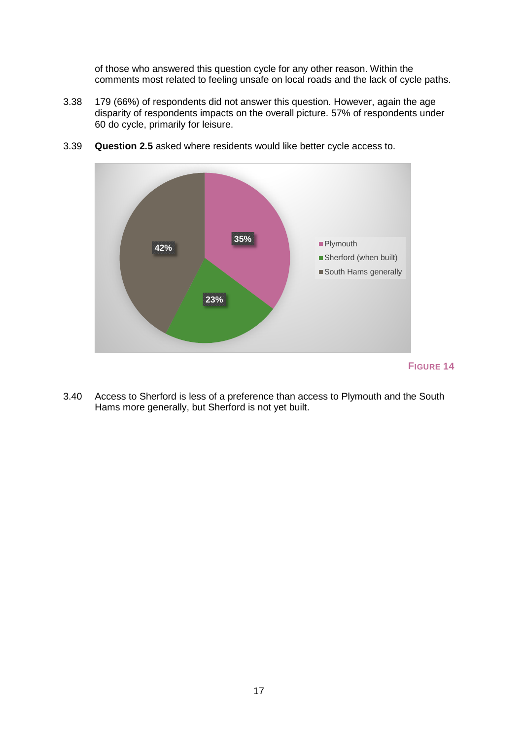of those who answered this question cycle for any other reason. Within the comments most related to feeling unsafe on local roads and the lack of cycle paths.

3.38 179 (66%) of respondents did not answer this question. However, again the age disparity of respondents impacts on the overall picture. 57% of respondents under 60 do cycle, primarily for leisure.

3.39 **Question 2.5** asked where residents would like better cycle access to.

FIGURE 14

3.40 Access to Sherford is less of a preference than access to Plymouth and the South Hams more generally, but Sherford is not yet built.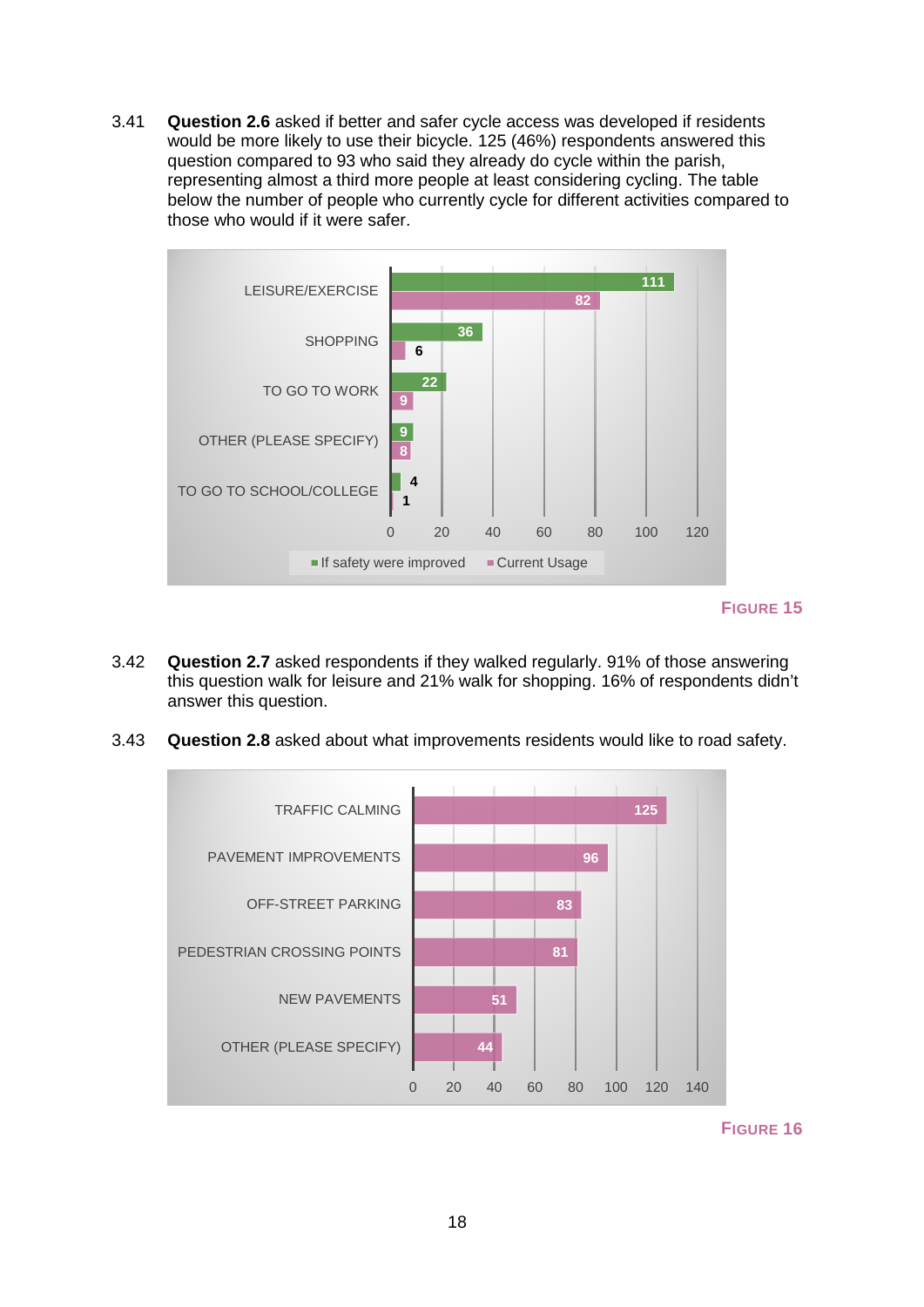3.41 **Question 2.6** asked if better and safer cycle access was developed if residents would be more likely to use their bicycle. 125 (46%) respondents answered this question compared to 93 who said they already do cycle within the parish, representing almost a third more people at least considering cycling. The table below the number of people who currently cycle for different activities compared to those who would if it were safer.

| | If safety were improved | Current Usage |
|---|---|---|
| LEISURE/EXERCISE | 111 | 82 |
| SHOPPING | 36 | 6 |
| TO GO TO WORK | 22 | 9 |
| OTHER (PLEASE SPECIFY) | 9 | 8 |
| TO GO TO SCHOOL/COLLEGE | 4 | 1 |

**FIGURE 15**

3.42 **Question 2.7** asked respondents if they walked regularly. 91% of those answering this question walk for leisure and 21% walk for shopping. 16% of respondents didn't answer this question.

3.43 **Question 2.8** asked about what improvements residents would like to road safety.

| | |
|---|---|
| TRAFFIC CALMING | 125 |
| PAVEMENT IMPROVEMENTS | 96 |
| OFF-STREET PARKING | 83 |
| PEDESTRIAN CROSSING POINTS | 81 |
| NEW PAVEMENTS | 51 |
| OTHER (PLEASE SPECIFY) | 44 |

**FIGURE 16**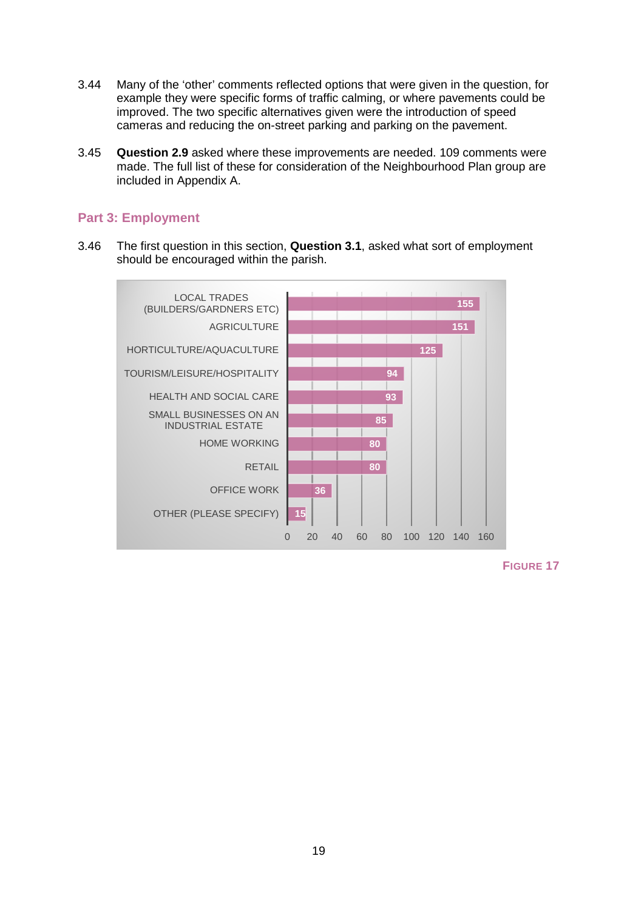3.44 Many of the ‘other’ comments reflected options that were given in the question, for example they were specific forms of traffic calming, or where pavements could be improved. The two specific alternatives given were the introduction of speed cameras and reducing the on-street parking and parking on the pavement.

3.45 **Question 2.9** asked where these improvements are needed. 109 comments were made. The full list of these for consideration of the Neighbourhood Plan group are included in Appendix A.

## Part 3: Employment

3.46 The first question in this section, **Question 3.1**, asked what sort of employment should be encouraged within the parish.

| Employment type | Responses |
|---|---|
| LOCAL TRADES (BUILDERS/GARDNERS ETC) | 155 |
| AGRICULTURE | 151 |
| HORTICULTURE/AQUACULTURE | 125 |
| TOURISM/LEISURE/HOSPITALITY | 94 |
| HEALTH AND SOCIAL CARE | 93 |
| SMALL BUSINESSES ON AN INDUSTRIAL ESTATE | 85 |
| HOME WORKING | 80 |
| RETAIL | 80 |
| OFFICE WORK | 36 |
| OTHER (PLEASE SPECIFY) | 15 |

FIGURE 17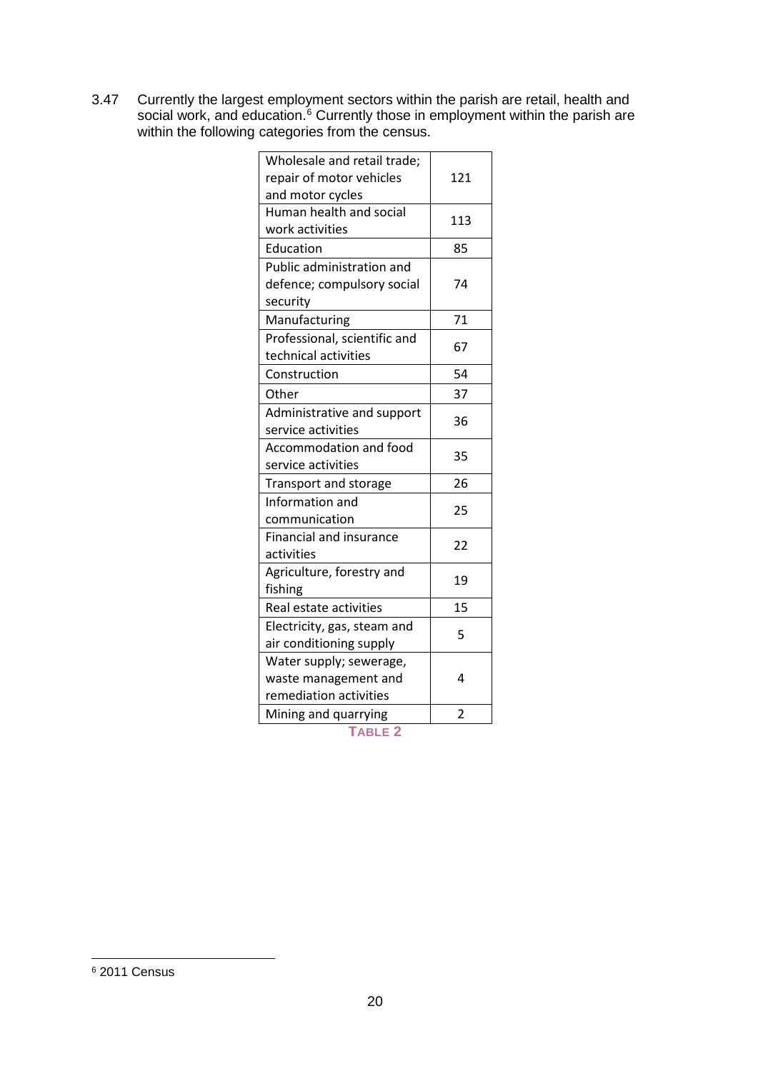3.47 Currently the largest employment sectors within the parish are retail, health and social work, and education.[6] Currently those in employment within the parish are within the following categories from the census.

| Category | Number |
|---|---|
| Wholesale and retail trade; repair of motor vehicles and motor cycles | 121 |
| Human health and social work activities | 113 |
| Education | 85 |
| Public administration and defence; compulsory social security | 74 |
| Manufacturing | 71 |
| Professional, scientific and technical activities | 67 |
| Construction | 54 |
| Other | 37 |
| Administrative and support service activities | 36 |
| Accommodation and food service activities | 35 |
| Transport and storage | 26 |
| Information and communication | 25 |
| Financial and insurance activities | 22 |
| Agriculture, forestry and fishing | 19 |
| Real estate activities | 15 |
| Electricity, gas, steam and air conditioning supply | 5 |
| Water supply; sewerage, waste management and remediation activities | 4 |
| Mining and quarrying | 2 |

TABLE 2

[6] 2011 Census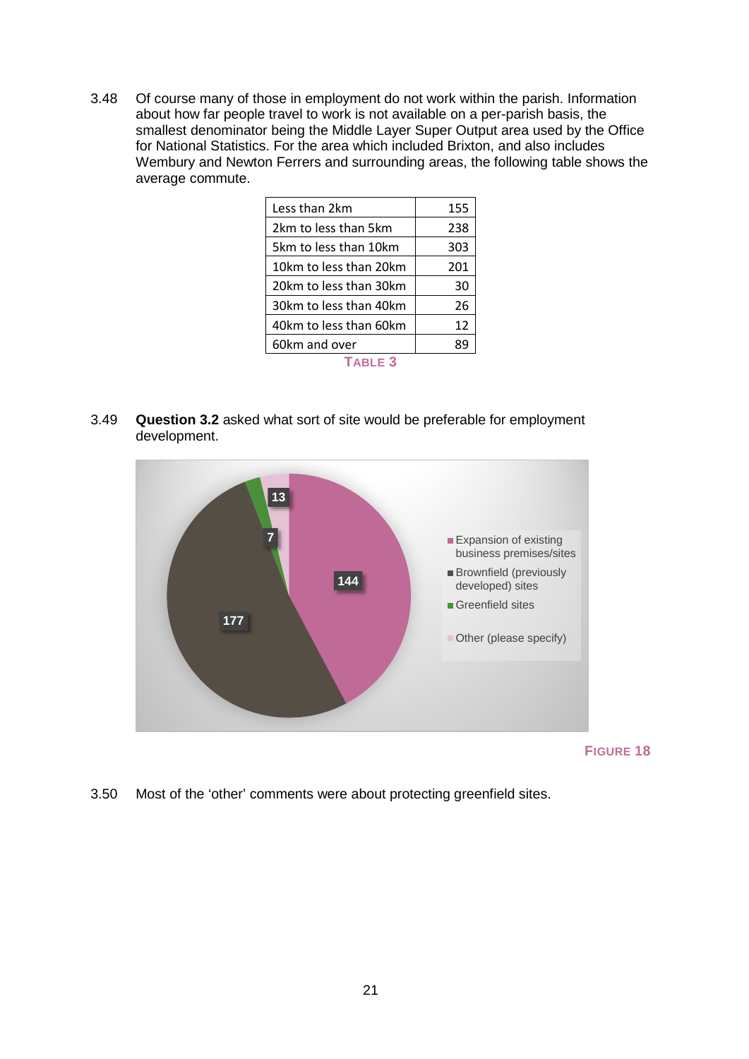3.48 Of course many of those in employment do not work within the parish. Information about how far people travel to work is not available on a per-parish basis, the smallest denominator being the Middle Layer Super Output area used by the Office for National Statistics. For the area which included Brixton, and also includes Wembury and Newton Ferrers and surrounding areas, the following table shows the average commute.

| | |
|---|---|
| Less than 2km | 155 |
| 2km to less than 5km | 238 |
| 5km to less than 10km | 303 |
| 10km to less than 20km | 201 |
| 20km to less than 30km | 30 |
| 30km to less than 40km | 26 |
| 40km to less than 60km | 12 |
| 60km and over | 89 |

TABLE 3

3.49 **Question 3.2** asked what sort of site would be preferable for employment development.

| Response | Count |
|---|---|
| Expansion of existing business premises/sites | 144 |
| Brownfield (previously developed) sites | 177 |
| Greenfield sites | 7 |
| Other (please specify) | 13 |

FIGURE 18

3.50 Most of the 'other' comments were about protecting greenfield sites.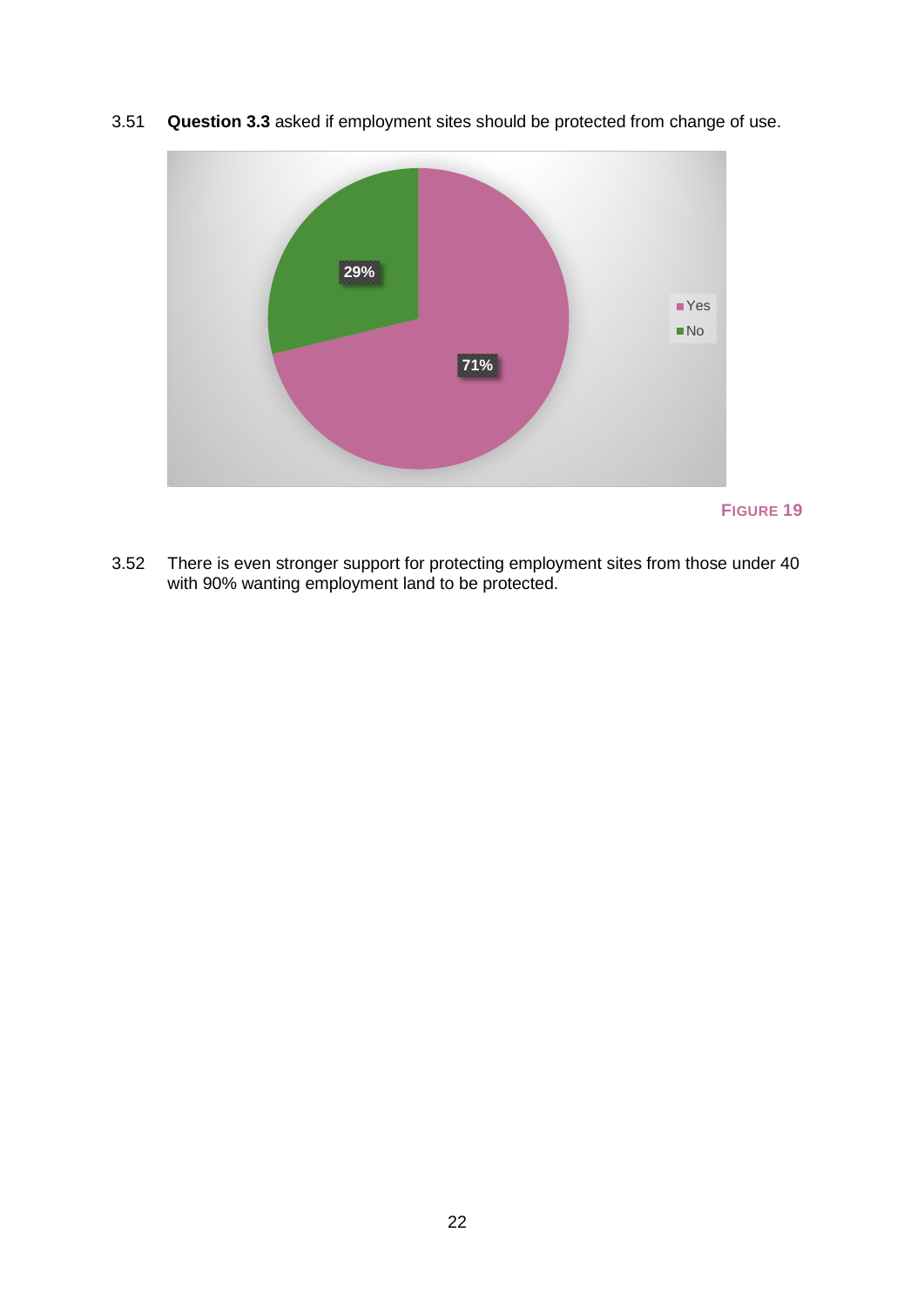3.51 **Question 3.3** asked if employment sites should be protected from change of use.

FIGURE 19

3.52 There is even stronger support for protecting employment sites from those under 40 with 90% wanting employment land to be protected.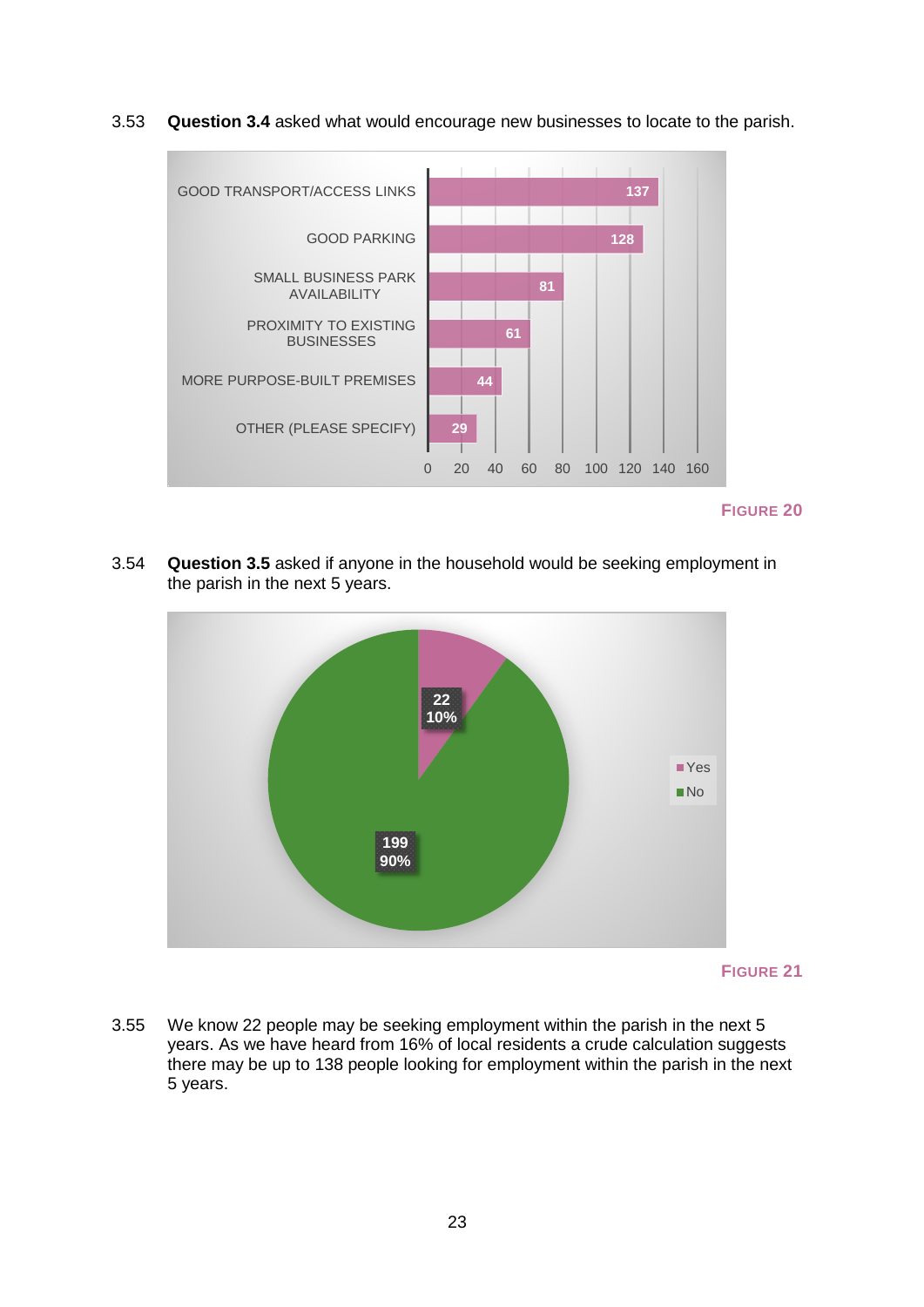3.53 **Question 3.4** asked what would encourage new businesses to locate to the parish.

| Option | Responses |
| --- | --- |
| GOOD TRANSPORT/ACCESS LINKS | 137 |
| GOOD PARKING | 128 |
| SMALL BUSINESS PARK AVAILABILITY | 81 |
| PROXIMITY TO EXISTING BUSINESSES | 61 |
| MORE PURPOSE-BUILT PREMISES | 44 |
| OTHER (PLEASE SPECIFY) | 29 |

**FIGURE 20**

3.54 **Question 3.5** asked if anyone in the household would be seeking employment in the parish in the next 5 years.

| Response | Count | Percentage |
| --- | --- | --- |
| Yes | 22 | 10% |
| No | 199 | 90% |

**FIGURE 21**

3.55 We know 22 people may be seeking employment within the parish in the next 5 years. As we have heard from 16% of local residents a crude calculation suggests there may be up to 138 people looking for employment within the parish in the next 5 years.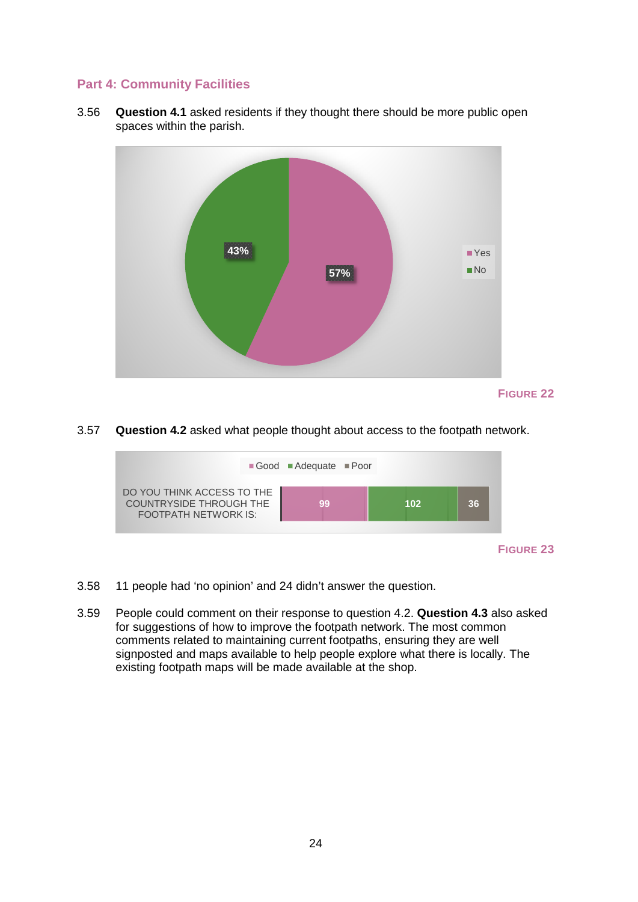## Part 4: Community Facilities

3.56 **Question 4.1** asked residents if they thought there should be more public open spaces within the parish.

FIGURE 22

3.57 **Question 4.2** asked what people thought about access to the footpath network.

FIGURE 23

3.58 11 people had 'no opinion' and 24 didn't answer the question.

3.59 People could comment on their response to question 4.2. **Question 4.3** also asked for suggestions of how to improve the footpath network. The most common comments related to maintaining current footpaths, ensuring they are well signposted and maps available to help people explore what there is locally. The existing footpath maps will be made available at the shop.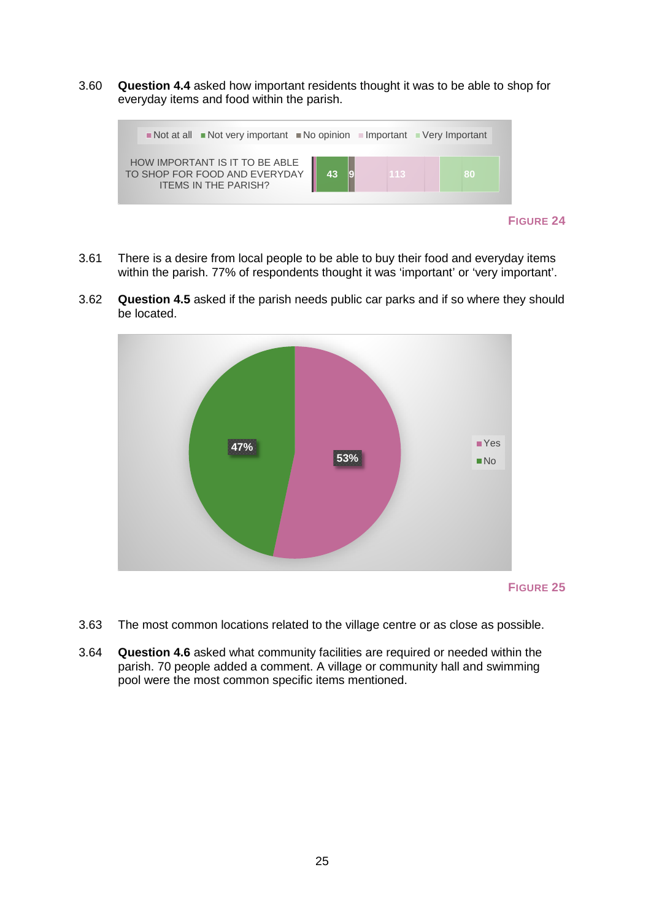3.60 **Question 4.4** asked how important residents thought it was to be able to shop for everyday items and food within the parish.

| | Not at all | Not very important | No opinion | Important | Very Important |
|---|---|---|---|---|---|
| HOW IMPORTANT IS IT TO BE ABLE TO SHOP FOR FOOD AND EVERYDAY ITEMS IN THE PARISH? | | 43 | 9 | 113 | 80 |

FIGURE 24

3.61 There is a desire from local people to be able to buy their food and everyday items within the parish. 77% of respondents thought it was 'important' or 'very important'.

3.62 **Question 4.5** asked if the parish needs public car parks and if so where they should be located.

| Yes | No |
|---|---|
| 53% | 47% |

FIGURE 25

3.63 The most common locations related to the village centre or as close as possible.

3.64 **Question 4.6** asked what community facilities are required or needed within the parish. 70 people added a comment. A village or community hall and swimming pool were the most common specific items mentioned.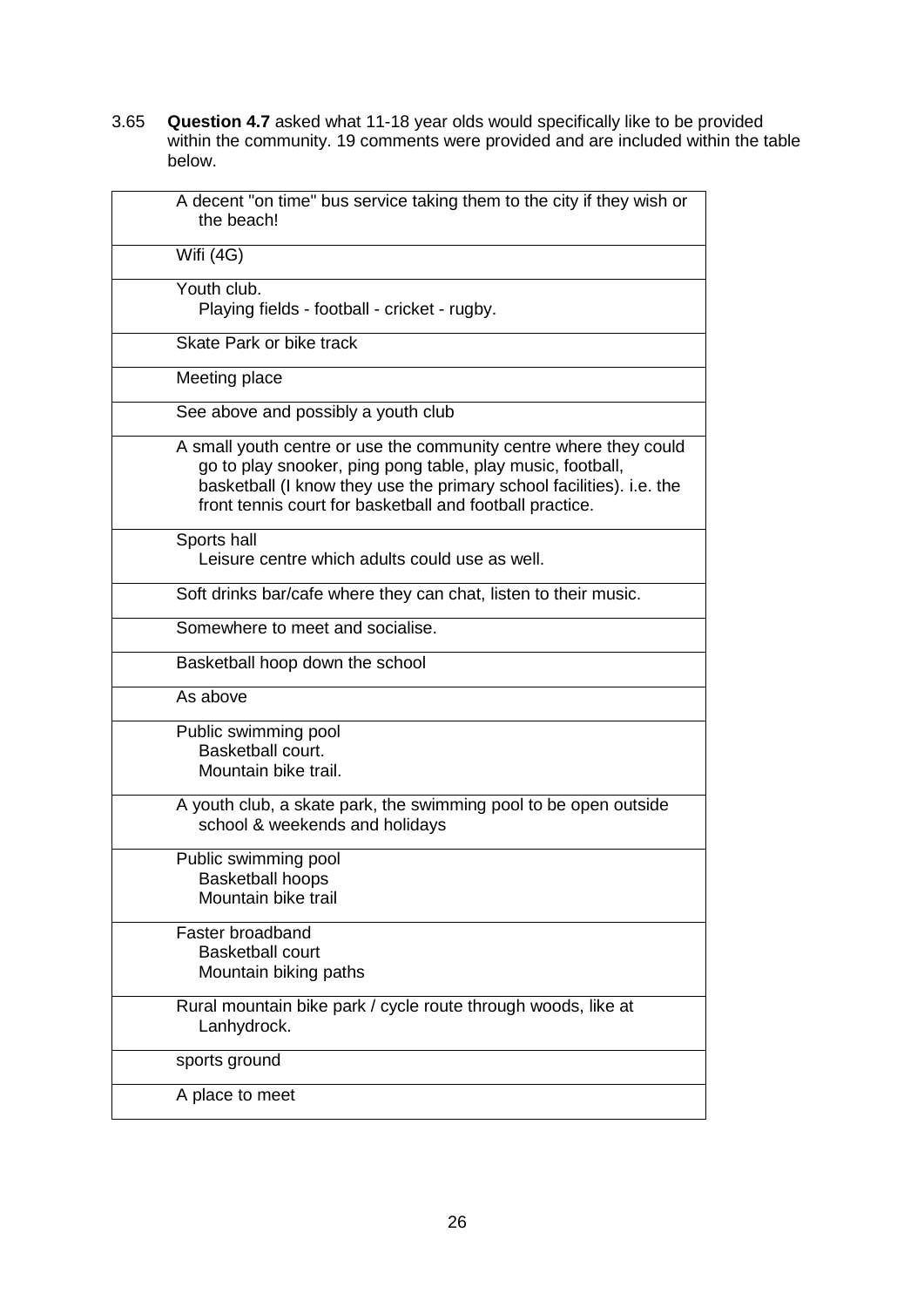3.65 **Question 4.7** asked what 11-18 year olds would specifically like to be provided within the community. 19 comments were provided and are included within the table below.

| |
|---|
| A decent "on time" bus service taking them to the city if they wish or the beach! |
| Wifi (4G) |
| Youth club.<br>Playing fields - football - cricket - rugby. |
| Skate Park or bike track |
| Meeting place |
| See above and possibly a youth club |
| A small youth centre or use the community centre where they could go to play snooker, ping pong table, play music, football, basketball (I know they use the primary school facilities). i.e. the front tennis court for basketball and football practice. |
| Sports hall<br>Leisure centre which adults could use as well. |
| Soft drinks bar/cafe where they can chat, listen to their music. |
| Somewhere to meet and socialise. |
| Basketball hoop down the school |
| As above |
| Public swimming pool<br>Basketball court.<br>Mountain bike trail. |
| A youth club, a skate park, the swimming pool to be open outside school & weekends and holidays |
| Public swimming pool<br>Basketball hoops<br>Mountain bike trail |
| Faster broadband<br>Basketball court<br>Mountain biking paths |
| Rural mountain bike park / cycle route through woods, like at Lanhydrock. |
| sports ground |
| A place to meet |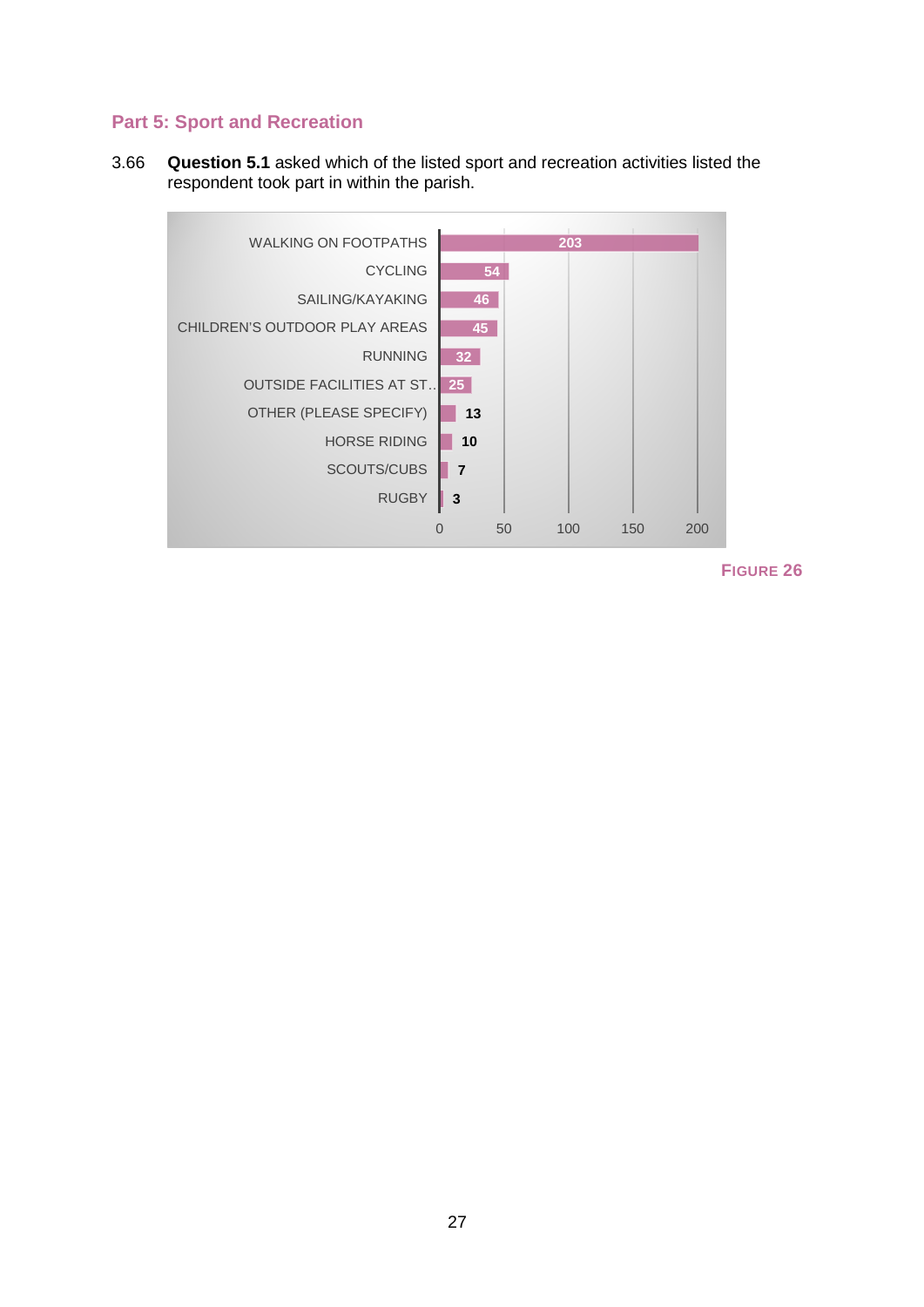## Part 5: Sport and Recreation

3.66 **Question 5.1** asked which of the listed sport and recreation activities listed the respondent took part in within the parish.

| Activity | Count |
|---|---|
| WALKING ON FOOTPATHS | 203 |
| CYCLING | 54 |
| SAILING/KAYAKING | 46 |
| CHILDREN'S OUTDOOR PLAY AREAS | 45 |
| RUNNING | 32 |
| OUTSIDE FACILITIES AT ST... | 25 |
| OTHER (PLEASE SPECIFY) | 13 |
| HORSE RIDING | 10 |
| SCOUTS/CUBS | 7 |
| RUGBY | 3 |

FIGURE 26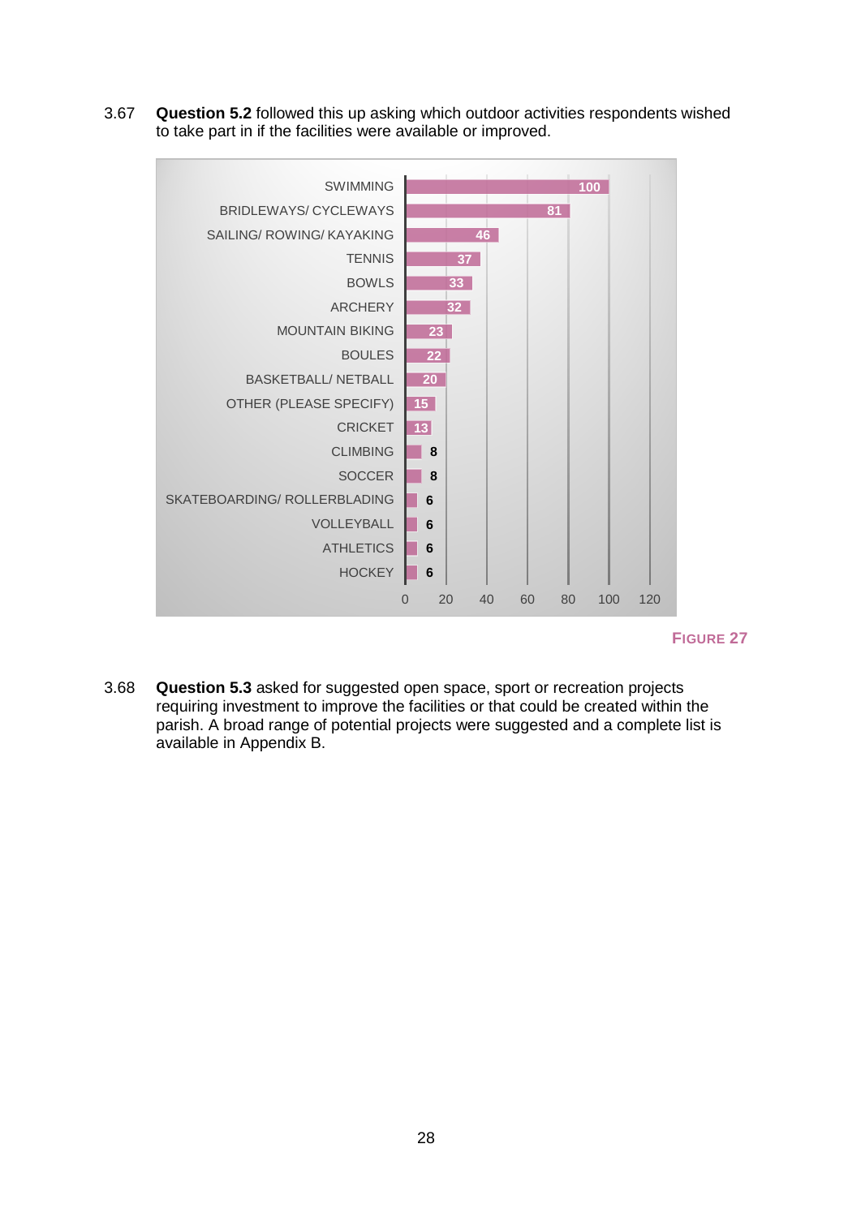3.67 **Question 5.2** followed this up asking which outdoor activities respondents wished to take part in if the facilities were available or improved.

| Activity | Count |
|---|---|
| SWIMMING | 100 |
| BRIDLEWAYS/ CYCLEWAYS | 81 |
| SAILING/ ROWING/ KAYAKING | 46 |
| TENNIS | 37 |
| BOWLS | 33 |
| ARCHERY | 32 |
| MOUNTAIN BIKING | 23 |
| BOULES | 22 |
| BASKETBALL/ NETBALL | 20 |
| OTHER (PLEASE SPECIFY) | 15 |
| CRICKET | 13 |
| CLIMBING | 8 |
| SOCCER | 8 |
| SKATEBOARDING/ ROLLERBLADING | 6 |
| VOLLEYBALL | 6 |
| ATHLETICS | 6 |
| HOCKEY | 6 |

FIGURE 27

3.68 **Question 5.3** asked for suggested open space, sport or recreation projects requiring investment to improve the facilities or that could be created within the parish. A broad range of potential projects were suggested and a complete list is available in Appendix B.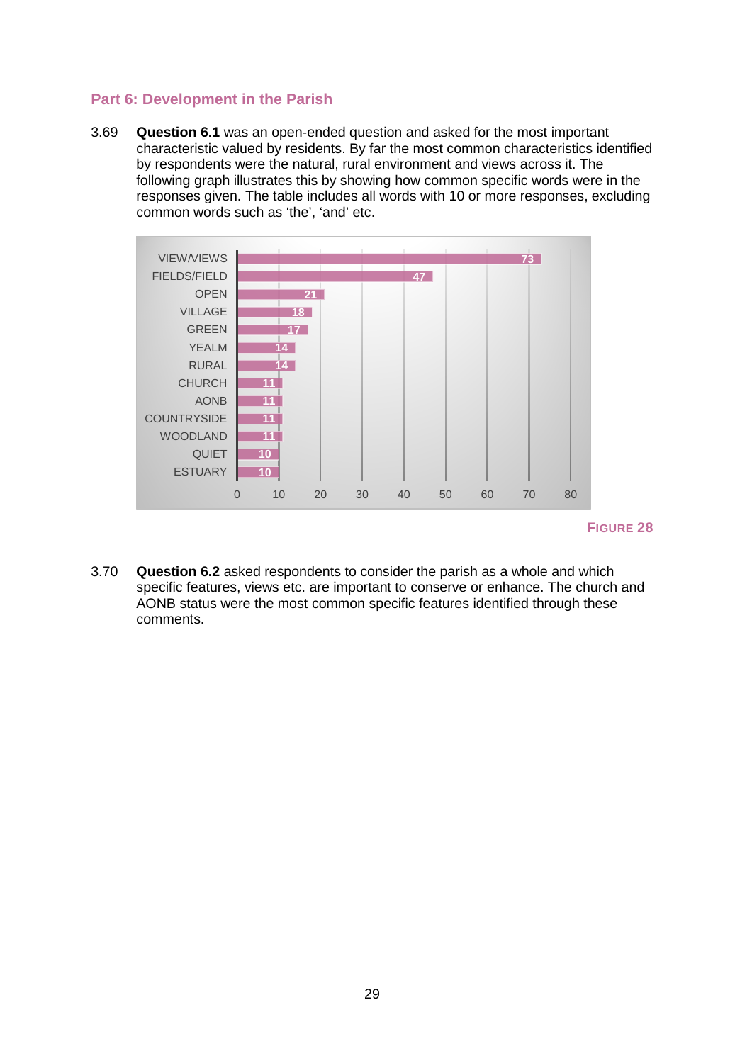## Part 6: Development in the Parish

3.69 **Question 6.1** was an open-ended question and asked for the most important characteristic valued by residents. By far the most common characteristics identified by respondents were the natural, rural environment and views across it. The following graph illustrates this by showing how common specific words were in the responses given. The table includes all words with 10 or more responses, excluding common words such as 'the', 'and' etc.

| Word | Responses |
|---|---|
| VIEW/VIEWS | 73 |
| FIELDS/FIELD | 47 |
| OPEN | 21 |
| VILLAGE | 18 |
| GREEN | 17 |
| YEALM | 14 |
| RURAL | 14 |
| CHURCH | 11 |
| AONB | 11 |
| COUNTRYSIDE | 11 |
| WOODLAND | 11 |
| QUIET | 10 |
| ESTUARY | 10 |

FIGURE 28

3.70 **Question 6.2** asked respondents to consider the parish as a whole and which specific features, views etc. are important to conserve or enhance. The church and AONB status were the most common specific features identified through these comments.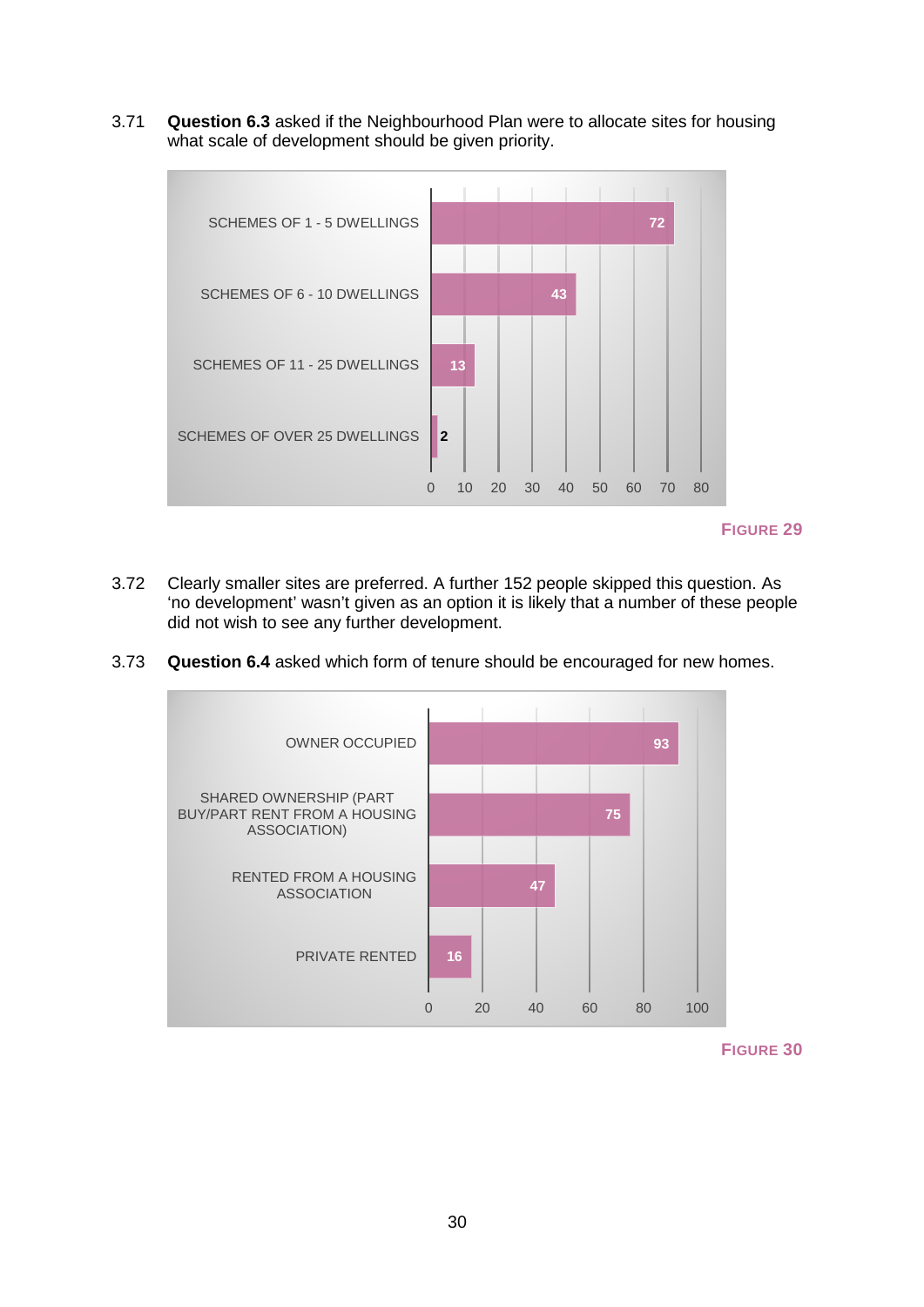3.71 **Question 6.3** asked if the Neighbourhood Plan were to allocate sites for housing what scale of development should be given priority.

| Scale of development | Responses |
|---|---|
| SCHEMES OF 1 - 5 DWELLINGS | 72 |
| SCHEMES OF 6 - 10 DWELLINGS | 43 |
| SCHEMES OF 11 - 25 DWELLINGS | 13 |
| SCHEMES OF OVER 25 DWELLINGS | 2 |

FIGURE 29

3.72 Clearly smaller sites are preferred. A further 152 people skipped this question. As 'no development' wasn't given as an option it is likely that a number of these people did not wish to see any further development.

3.73 **Question 6.4** asked which form of tenure should be encouraged for new homes.

| Tenure | Responses |
|---|---|
| OWNER OCCUPIED | 93 |
| SHARED OWNERSHIP (PART BUY/PART RENT FROM A HOUSING ASSOCIATION) | 75 |
| RENTED FROM A HOUSING ASSOCIATION | 47 |
| PRIVATE RENTED | 16 |

FIGURE 30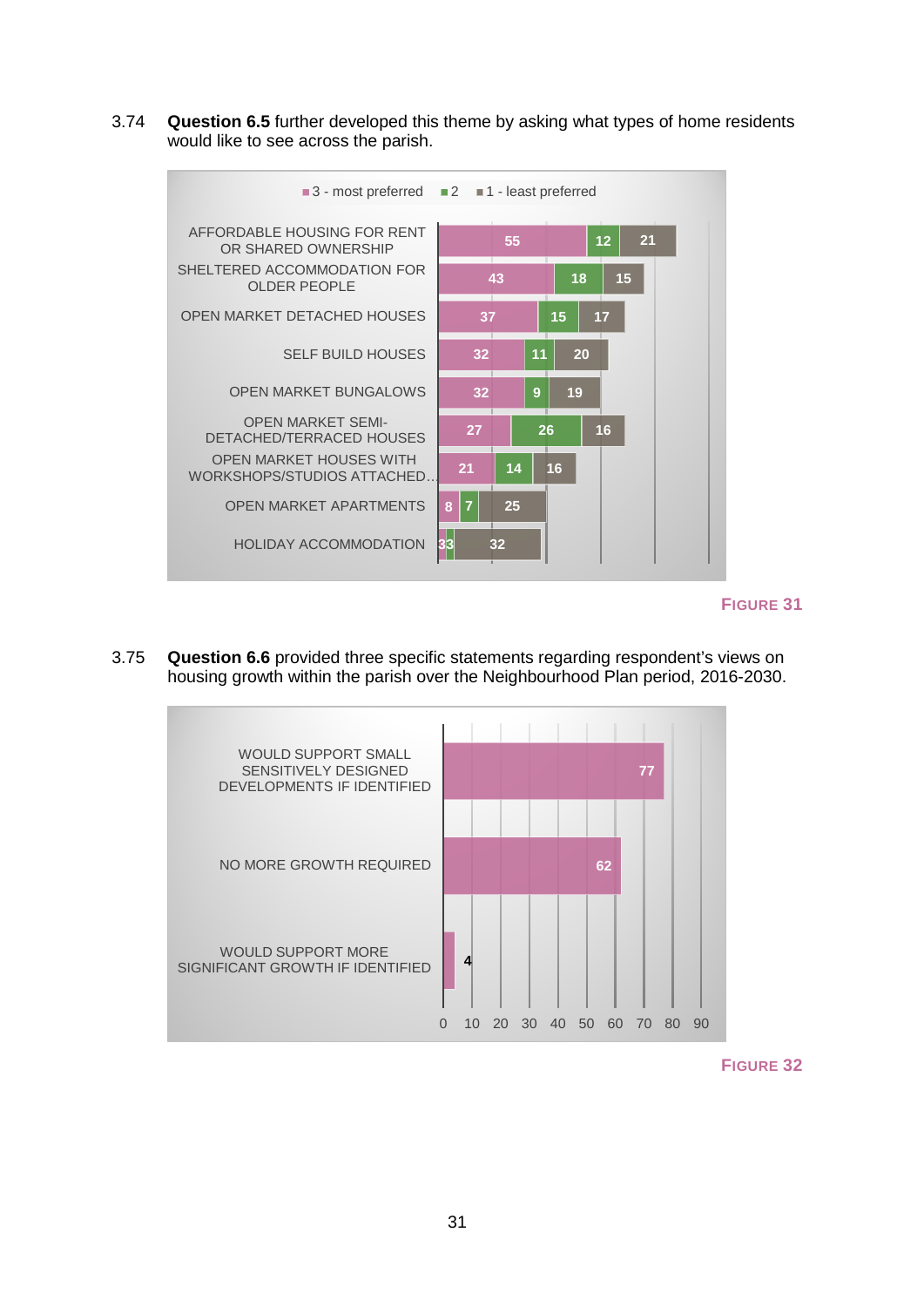3.74 **Question 6.5** further developed this theme by asking what types of home residents would like to see across the parish.

| | 3 - most preferred | 2 | 1 - least preferred |
|---|---|---|---|
| AFFORDABLE HOUSING FOR RENT OR SHARED OWNERSHIP | 55 | 12 | 21 |
| SHELTERED ACCOMMODATION FOR OLDER PEOPLE | 43 | 18 | 15 |
| OPEN MARKET DETACHED HOUSES | 37 | 15 | 17 |
| SELF BUILD HOUSES | 32 | 11 | 20 |
| OPEN MARKET BUNGALOWS | 32 | 9 | 19 |
| OPEN MARKET SEMI-DETACHED/TERRACED HOUSES | 27 | 26 | 16 |
| OPEN MARKET HOUSES WITH WORKSHOPS/STUDIOS ATTACHED… | 21 | 14 | 16 |
| OPEN MARKET APARTMENTS | 8 | 7 | 25 |
| HOLIDAY ACCOMMODATION | 3 | 3 | 32 |

**FIGURE 31**

3.75 **Question 6.6** provided three specific statements regarding respondent's views on housing growth within the parish over the Neighbourhood Plan period, 2016-2030.

| Statement | Responses |
|---|---|
| WOULD SUPPORT SMALL SENSITIVELY DESIGNED DEVELOPMENTS IF IDENTIFIED | 77 |
| NO MORE GROWTH REQUIRED | 62 |
| WOULD SUPPORT MORE SIGNIFICANT GROWTH IF IDENTIFIED | 4 |

**FIGURE 32**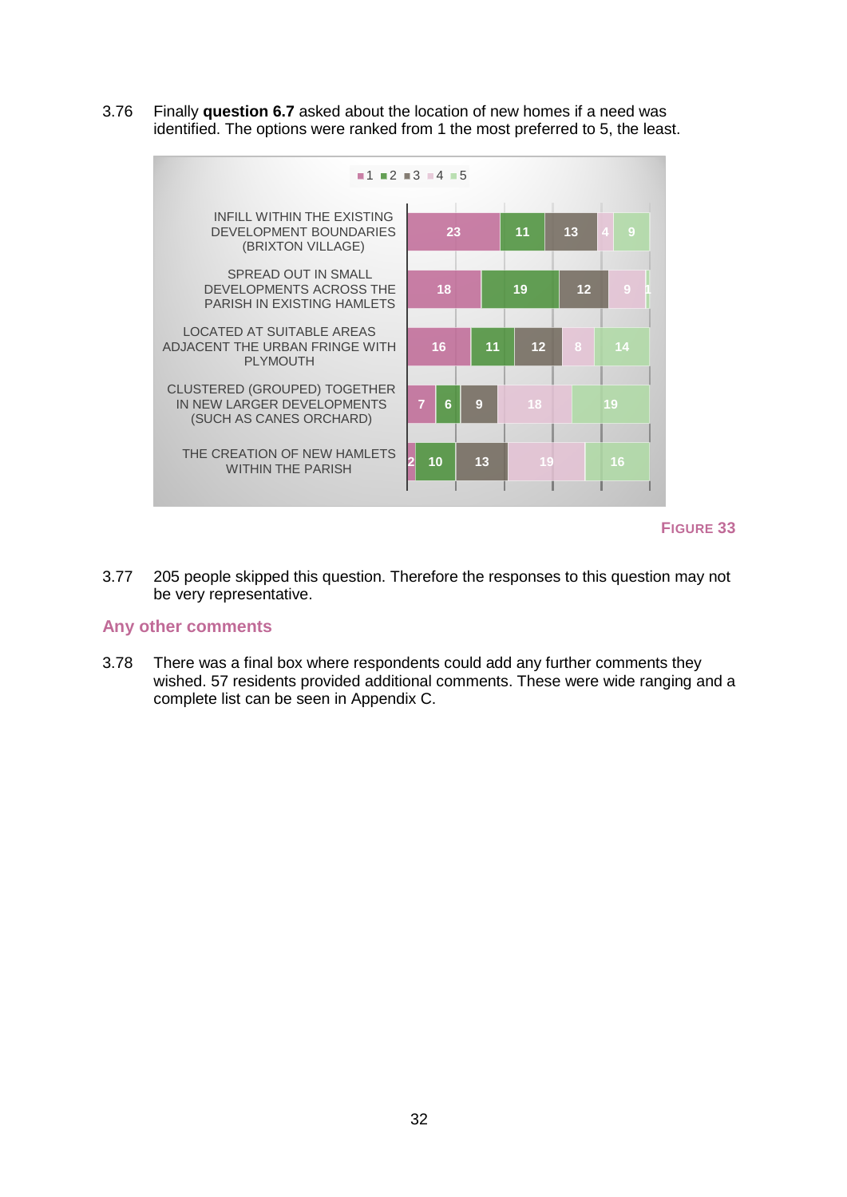3.76 Finally **question 6.7** asked about the location of new homes if a need was identified. The options were ranked from 1 the most preferred to 5, the least.

■1 ■2 ■3 ■4 ■5

INFILL WITHIN THE EXISTING DEVELOPMENT BOUNDARIES (BRIXTON VILLAGE)
23 11 13 4 9

SPREAD OUT IN SMALL DEVELOPMENTS ACROSS THE PARISH IN EXISTING HAMLETS
18 19 12 9 1

LOCATED AT SUITABLE AREAS ADJACENT THE URBAN FRINGE WITH PLYMOUTH
16 11 12 8 14

CLUSTERED (GROUPED) TOGETHER IN NEW LARGER DEVELOPMENTS (SUCH AS CANES ORCHARD)
7 6 9 18 19

THE CREATION OF NEW HAMLETS WITHIN THE PARISH
2 10 13 19 16

FIGURE 33

3.77 205 people skipped this question. Therefore the responses to this question may not be very representative.

## Any other comments

3.78 There was a final box where respondents could add any further comments they wished. 57 residents provided additional comments. These were wide ranging and a complete list can be seen in Appendix C.